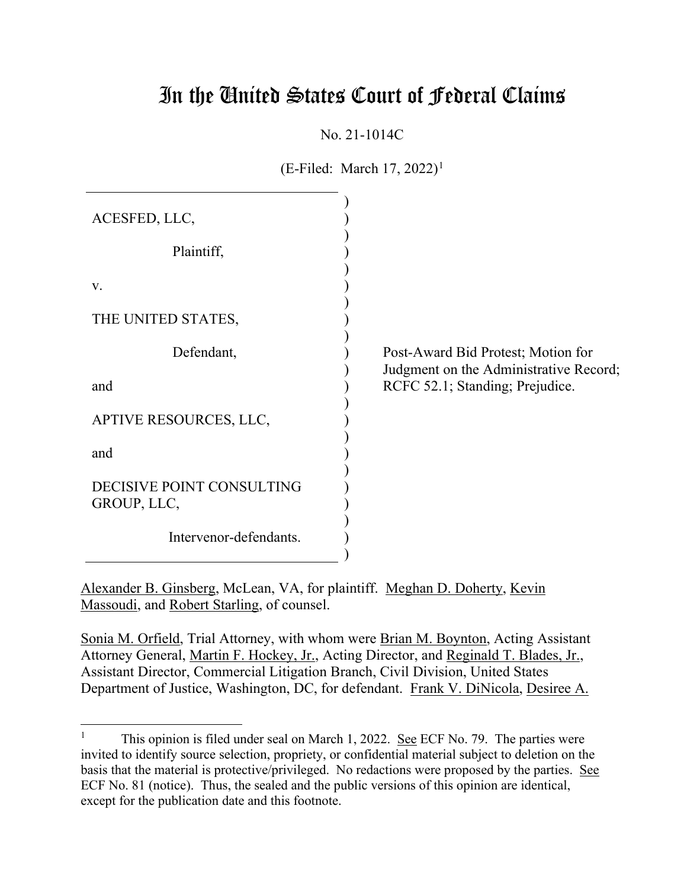# In the United States Court of Federal Claims

No. 21-1014C

(E-Filed: March 17, 2022)[1]

ACESFED, LLC,

Plaintiff,

v.

THE UNITED STATES,

Defendant,

and

APTIVE RESOURCES, LLC,

and

DECISIVE POINT CONSULTING GROUP, LLC,

Intervenor-defendants.

Post-Award Bid Protest; Motion for Judgment on the Administrative Record; RCFC 52.1; Standing; Prejudice.

Alexander B. Ginsberg, McLean, VA, for plaintiff. Meghan D. Doherty, Kevin Massoudi, and Robert Starling, of counsel.

Sonia M. Orfield, Trial Attorney, with whom were Brian M. Boynton, Acting Assistant Attorney General, Martin F. Hockey, Jr., Acting Director, and Reginald T. Blades, Jr., Assistant Director, Commercial Litigation Branch, Civil Division, United States Department of Justice, Washington, DC, for defendant. Frank V. DiNicola, Desiree A.

[1] This opinion is filed under seal on March 1, 2022. See ECF No. 79. The parties were invited to identify source selection, propriety, or confidential material subject to deletion on the basis that the material is protective/privileged. No redactions were proposed by the parties. See ECF No. 81 (notice). Thus, the sealed and the public versions of this opinion are identical, except for the publication date and this footnote.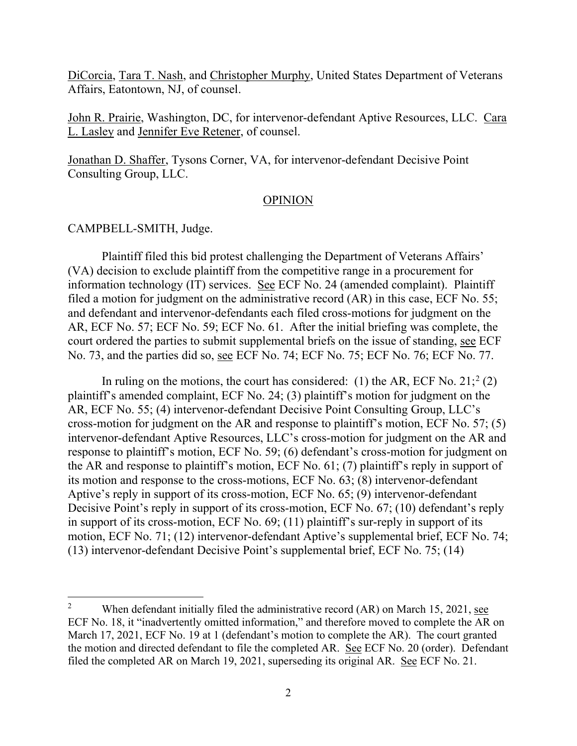DiCorcia, Tara T. Nash, and Christopher Murphy, United States Department of Veterans Affairs, Eatontown, NJ, of counsel.

John R. Prairie, Washington, DC, for intervenor-defendant Aptive Resources, LLC. Cara L. Lasley and Jennifer Eve Retener, of counsel.

Jonathan D. Shaffer, Tysons Corner, VA, for intervenor-defendant Decisive Point Consulting Group, LLC.

## OPINION

CAMPBELL-SMITH, Judge.

Plaintiff filed this bid protest challenging the Department of Veterans Affairs' (VA) decision to exclude plaintiff from the competitive range in a procurement for information technology (IT) services. See ECF No. 24 (amended complaint). Plaintiff filed a motion for judgment on the administrative record (AR) in this case, ECF No. 55; and defendant and intervenor-defendants each filed cross-motions for judgment on the AR, ECF No. 57; ECF No. 59; ECF No. 61. After the initial briefing was complete, the court ordered the parties to submit supplemental briefs on the issue of standing, see ECF No. 73, and the parties did so, see ECF No. 74; ECF No. 75; ECF No. 76; ECF No. 77.

In ruling on the motions, the court has considered: (1) the AR, ECF No. 21;[2] (2) plaintiff's amended complaint, ECF No. 24; (3) plaintiff's motion for judgment on the AR, ECF No. 55; (4) intervenor-defendant Decisive Point Consulting Group, LLC's cross-motion for judgment on the AR and response to plaintiff's motion, ECF No. 57; (5) intervenor-defendant Aptive Resources, LLC's cross-motion for judgment on the AR and response to plaintiff's motion, ECF No. 59; (6) defendant's cross-motion for judgment on the AR and response to plaintiff's motion, ECF No. 61; (7) plaintiff's reply in support of its motion and response to the cross-motions, ECF No. 63; (8) intervenor-defendant Aptive's reply in support of its cross-motion, ECF No. 65; (9) intervenor-defendant Decisive Point's reply in support of its cross-motion, ECF No. 67; (10) defendant's reply in support of its cross-motion, ECF No. 69; (11) plaintiff's sur-reply in support of its motion, ECF No. 71; (12) intervenor-defendant Aptive's supplemental brief, ECF No. 74; (13) intervenor-defendant Decisive Point's supplemental brief, ECF No. 75; (14)

[2] When defendant initially filed the administrative record (AR) on March 15, 2021, see ECF No. 18, it "inadvertently omitted information," and therefore moved to complete the AR on March 17, 2021, ECF No. 19 at 1 (defendant's motion to complete the AR). The court granted the motion and directed defendant to file the completed AR. See ECF No. 20 (order). Defendant filed the completed AR on March 19, 2021, superseding its original AR. See ECF No. 21.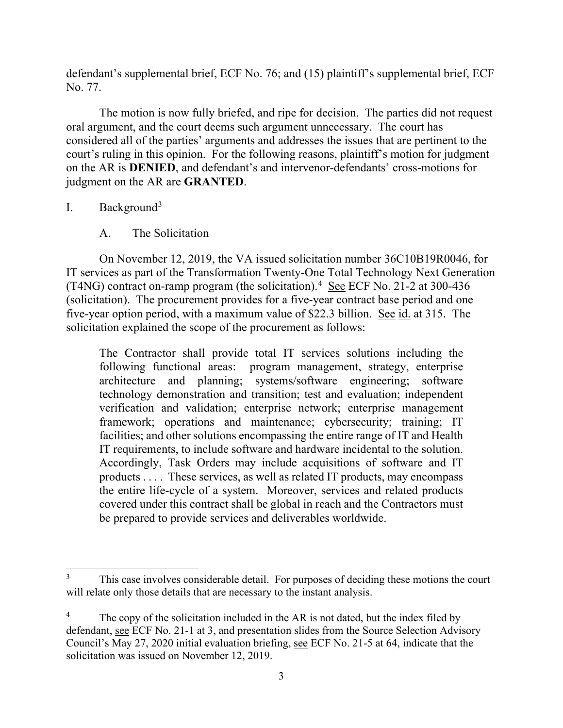defendant's supplemental brief, ECF No. 76; and (15) plaintiff's supplemental brief, ECF No. 77.

The motion is now fully briefed, and ripe for decision. The parties did not request oral argument, and the court deems such argument unnecessary. The court has considered all of the parties' arguments and addresses the issues that are pertinent to the court's ruling in this opinion. For the following reasons, plaintiff's motion for judgment on the AR is **DENIED**, and defendant's and intervenor-defendants' cross-motions for judgment on the AR are **GRANTED**.

## I. Background[3]

### A. The Solicitation

On November 12, 2019, the VA issued solicitation number 36C10B19R0046, for IT services as part of the Transformation Twenty-One Total Technology Next Generation (T4NG) contract on-ramp program (the solicitation).[4] See ECF No. 21-2 at 300-436 (solicitation). The procurement provides for a five-year contract base period and one five-year option period, with a maximum value of $22.3 billion. See id. at 315. The solicitation explained the scope of the procurement as follows:

> The Contractor shall provide total IT services solutions including the following functional areas: program management, strategy, enterprise architecture and planning; systems/software engineering; software technology demonstration and transition; test and evaluation; independent verification and validation; enterprise network; enterprise management framework; operations and maintenance; cybersecurity; training; IT facilities; and other solutions encompassing the entire range of IT and Health IT requirements, to include software and hardware incidental to the solution. Accordingly, Task Orders may include acquisitions of software and IT products . . . . These services, as well as related IT products, may encompass the entire life-cycle of a system. Moreover, services and related products covered under this contract shall be global in reach and the Contractors must be prepared to provide services and deliverables worldwide.

---

[3] This case involves considerable detail. For purposes of deciding these motions the court will relate only those details that are necessary to the instant analysis.

[4] The copy of the solicitation included in the AR is not dated, but the index filed by defendant, see ECF No. 21-1 at 3, and presentation slides from the Source Selection Advisory Council's May 27, 2020 initial evaluation briefing, see ECF No. 21-5 at 64, indicate that the solicitation was issued on November 12, 2019.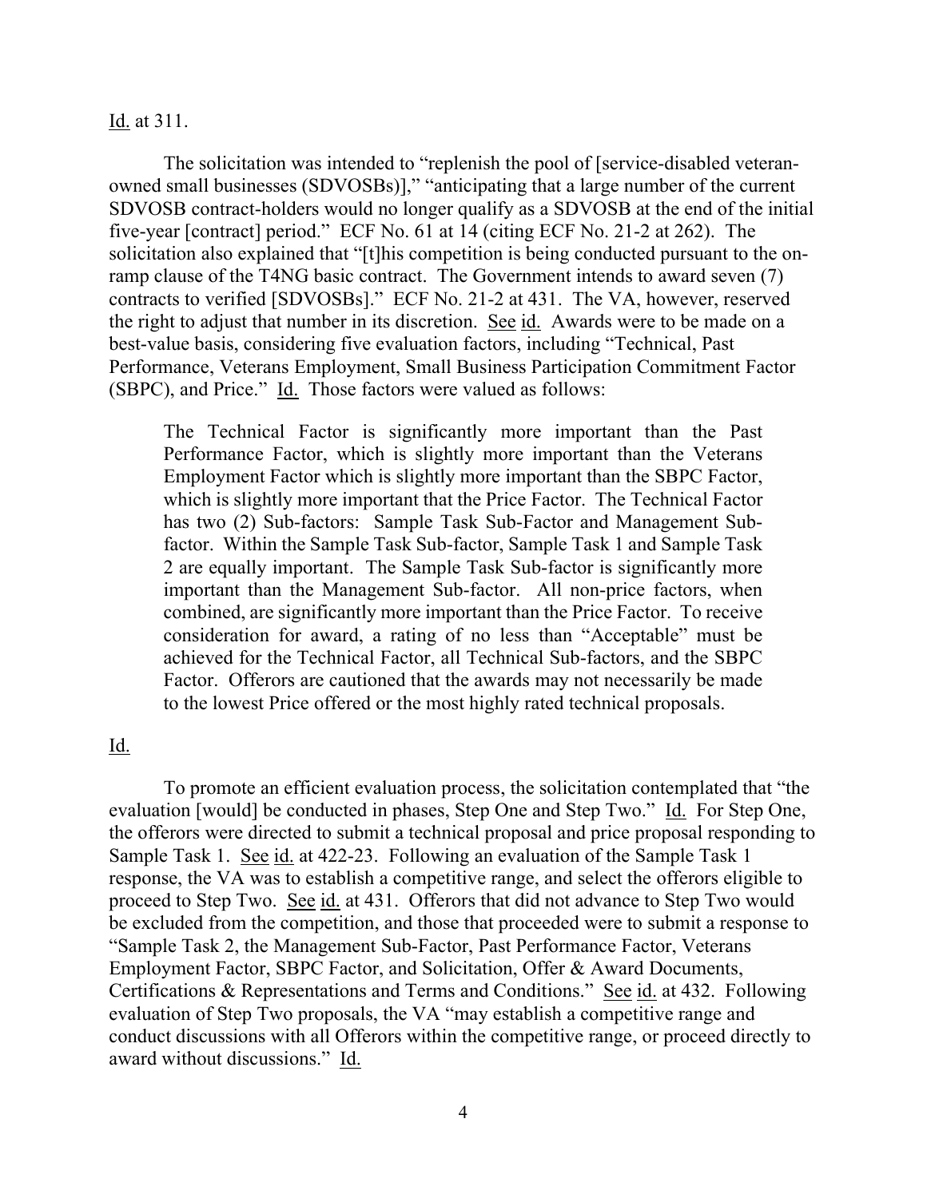Id. at 311.

The solicitation was intended to "replenish the pool of [service-disabled veteran-owned small businesses (SDVOSBs)]," "anticipating that a large number of the current SDVOSB contract-holders would no longer qualify as a SDVOSB at the end of the initial five-year [contract] period." ECF No. 61 at 14 (citing ECF No. 21-2 at 262). The solicitation also explained that "[t]his competition is being conducted pursuant to the on-ramp clause of the T4NG basic contract. The Government intends to award seven (7) contracts to verified [SDVOSBs]." ECF No. 21-2 at 431. The VA, however, reserved the right to adjust that number in its discretion. See id. Awards were to be made on a best-value basis, considering five evaluation factors, including "Technical, Past Performance, Veterans Employment, Small Business Participation Commitment Factor (SBPC), and Price." Id. Those factors were valued as follows:

> The Technical Factor is significantly more important than the Past Performance Factor, which is slightly more important than the Veterans Employment Factor which is slightly more important than the SBPC Factor, which is slightly more important that the Price Factor. The Technical Factor has two (2) Sub-factors: Sample Task Sub-Factor and Management Sub-factor. Within the Sample Task Sub-factor, Sample Task 1 and Sample Task 2 are equally important. The Sample Task Sub-factor is significantly more important than the Management Sub-factor. All non-price factors, when combined, are significantly more important than the Price Factor. To receive consideration for award, a rating of no less than "Acceptable" must be achieved for the Technical Factor, all Technical Sub-factors, and the SBPC Factor. Offerors are cautioned that the awards may not necessarily be made to the lowest Price offered or the most highly rated technical proposals.

Id.

To promote an efficient evaluation process, the solicitation contemplated that "the evaluation [would] be conducted in phases, Step One and Step Two." Id. For Step One, the offerors were directed to submit a technical proposal and price proposal responding to Sample Task 1. See id. at 422-23. Following an evaluation of the Sample Task 1 response, the VA was to establish a competitive range, and select the offerors eligible to proceed to Step Two. See id. at 431. Offerors that did not advance to Step Two would be excluded from the competition, and those that proceeded were to submit a response to "Sample Task 2, the Management Sub-Factor, Past Performance Factor, Veterans Employment Factor, SBPC Factor, and Solicitation, Offer & Award Documents, Certifications & Representations and Terms and Conditions." See id. at 432. Following evaluation of Step Two proposals, the VA "may establish a competitive range and conduct discussions with all Offerors within the competitive range, or proceed directly to award without discussions." Id.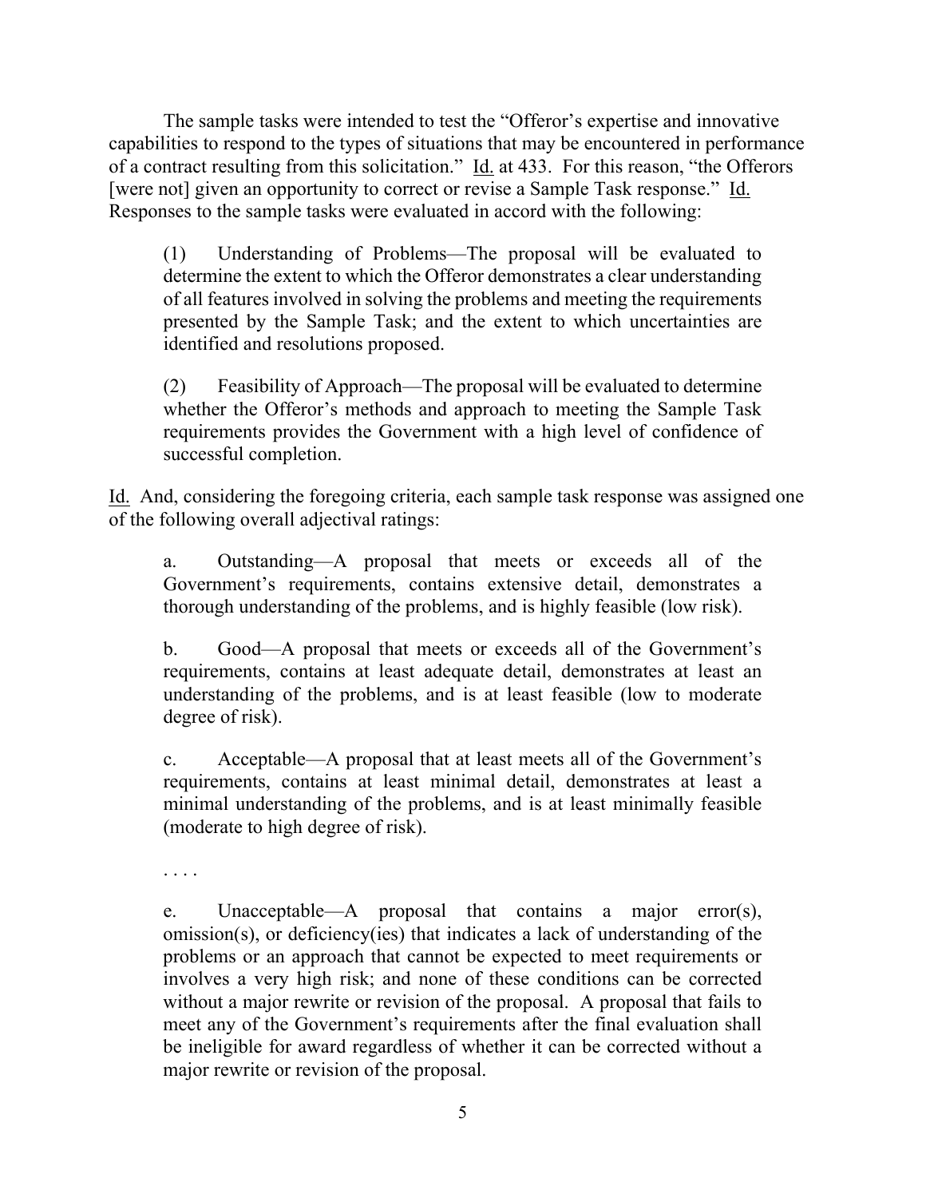The sample tasks were intended to test the "Offeror's expertise and innovative capabilities to respond to the types of situations that may be encountered in performance of a contract resulting from this solicitation." Id. at 433. For this reason, "the Offerors [were not] given an opportunity to correct or revise a Sample Task response." Id. Responses to the sample tasks were evaluated in accord with the following:

> (1) Understanding of Problems—The proposal will be evaluated to determine the extent to which the Offeror demonstrates a clear understanding of all features involved in solving the problems and meeting the requirements presented by the Sample Task; and the extent to which uncertainties are identified and resolutions proposed.
>
> (2) Feasibility of Approach—The proposal will be evaluated to determine whether the Offeror's methods and approach to meeting the Sample Task requirements provides the Government with a high level of confidence of successful completion.

Id. And, considering the foregoing criteria, each sample task response was assigned one of the following overall adjectival ratings:

> a. Outstanding—A proposal that meets or exceeds all of the Government's requirements, contains extensive detail, demonstrates a thorough understanding of the problems, and is highly feasible (low risk).
>
> b. Good—A proposal that meets or exceeds all of the Government's requirements, contains at least adequate detail, demonstrates at least an understanding of the problems, and is at least feasible (low to moderate degree of risk).
>
> c. Acceptable—A proposal that at least meets all of the Government's requirements, contains at least minimal detail, demonstrates at least a minimal understanding of the problems, and is at least minimally feasible (moderate to high degree of risk).
>
> . . . .
>
> e. Unacceptable—A proposal that contains a major error(s), omission(s), or deficiency(ies) that indicates a lack of understanding of the problems or an approach that cannot be expected to meet requirements or involves a very high risk; and none of these conditions can be corrected without a major rewrite or revision of the proposal. A proposal that fails to meet any of the Government's requirements after the final evaluation shall be ineligible for award regardless of whether it can be corrected without a major rewrite or revision of the proposal.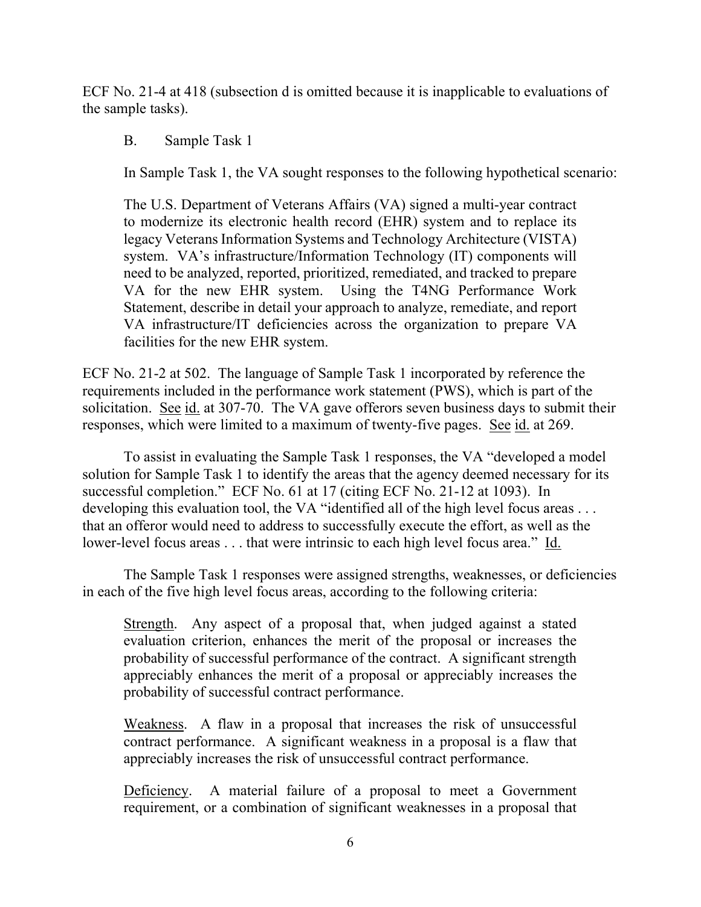ECF No. 21-4 at 418 (subsection d is omitted because it is inapplicable to evaluations of the sample tasks).

B. Sample Task 1

In Sample Task 1, the VA sought responses to the following hypothetical scenario:

> The U.S. Department of Veterans Affairs (VA) signed a multi-year contract to modernize its electronic health record (EHR) system and to replace its legacy Veterans Information Systems and Technology Architecture (VISTA) system. VA's infrastructure/Information Technology (IT) components will need to be analyzed, reported, prioritized, remediated, and tracked to prepare VA for the new EHR system. Using the T4NG Performance Work Statement, describe in detail your approach to analyze, remediate, and report VA infrastructure/IT deficiencies across the organization to prepare VA facilities for the new EHR system.

ECF No. 21-2 at 502. The language of Sample Task 1 incorporated by reference the requirements included in the performance work statement (PWS), which is part of the solicitation. See id. at 307-70. The VA gave offerors seven business days to submit their responses, which were limited to a maximum of twenty-five pages. See id. at 269.

To assist in evaluating the Sample Task 1 responses, the VA "developed a model solution for Sample Task 1 to identify the areas that the agency deemed necessary for its successful completion." ECF No. 61 at 17 (citing ECF No. 21-12 at 1093). In developing this evaluation tool, the VA "identified all of the high level focus areas . . . that an offeror would need to address to successfully execute the effort, as well as the lower-level focus areas . . . that were intrinsic to each high level focus area." Id.

The Sample Task 1 responses were assigned strengths, weaknesses, or deficiencies in each of the five high level focus areas, according to the following criteria:

> Strength. Any aspect of a proposal that, when judged against a stated evaluation criterion, enhances the merit of the proposal or increases the probability of successful performance of the contract. A significant strength appreciably enhances the merit of a proposal or appreciably increases the probability of successful contract performance.
>
> Weakness. A flaw in a proposal that increases the risk of unsuccessful contract performance. A significant weakness in a proposal is a flaw that appreciably increases the risk of unsuccessful contract performance.
>
> Deficiency. A material failure of a proposal to meet a Government requirement, or a combination of significant weaknesses in a proposal that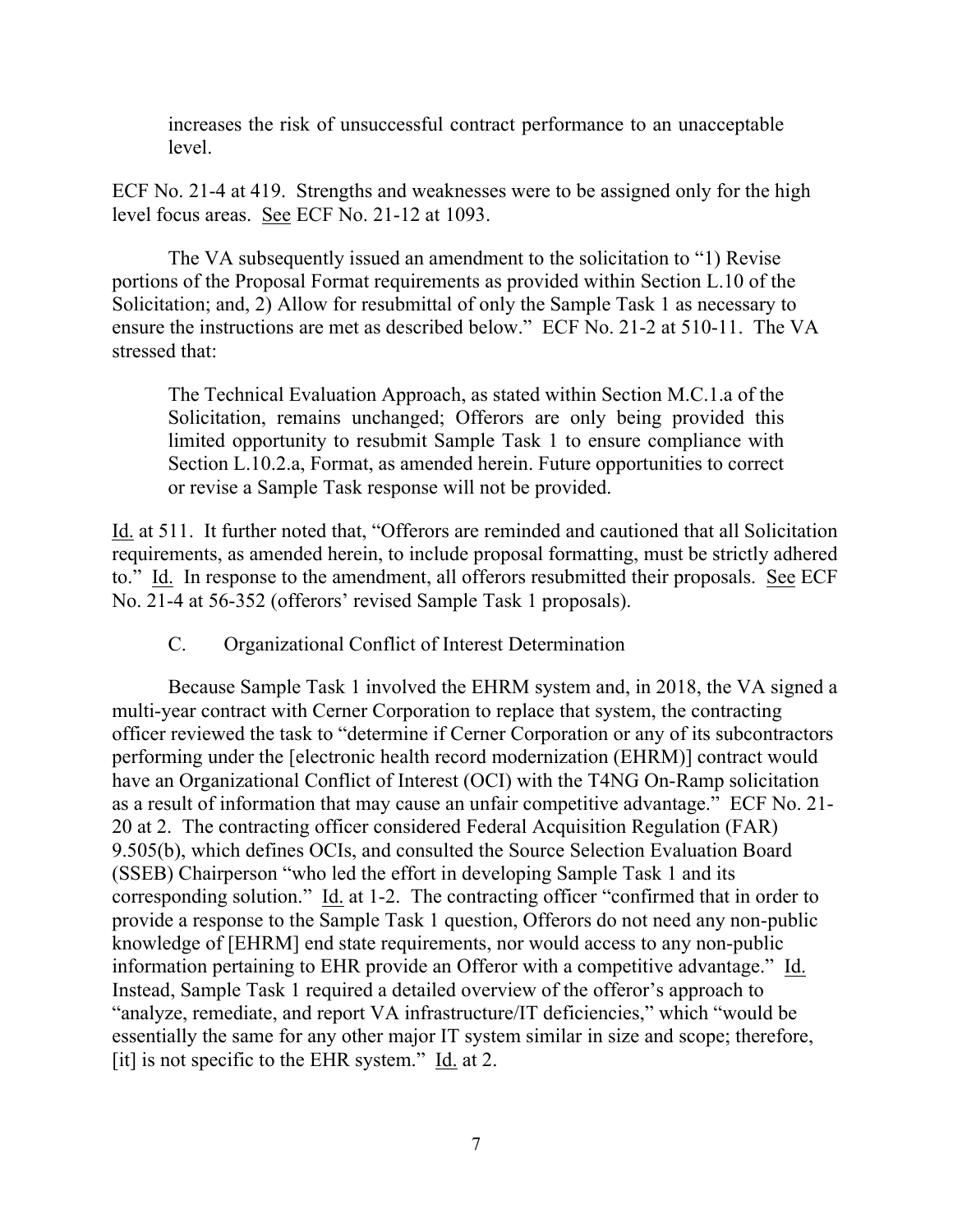increases the risk of unsuccessful contract performance to an unacceptable level.

ECF No. 21-4 at 419. Strengths and weaknesses were to be assigned only for the high level focus areas. See ECF No. 21-12 at 1093.

The VA subsequently issued an amendment to the solicitation to "1) Revise portions of the Proposal Format requirements as provided within Section L.10 of the Solicitation; and, 2) Allow for resubmittal of only the Sample Task 1 as necessary to ensure the instructions are met as described below." ECF No. 21-2 at 510-11. The VA stressed that:

> The Technical Evaluation Approach, as stated within Section M.C.1.a of the Solicitation, remains unchanged; Offerors are only being provided this limited opportunity to resubmit Sample Task 1 to ensure compliance with Section L.10.2.a, Format, as amended herein. Future opportunities to correct or revise a Sample Task response will not be provided.

Id. at 511. It further noted that, "Offerors are reminded and cautioned that all Solicitation requirements, as amended herein, to include proposal formatting, must be strictly adhered to." Id. In response to the amendment, all offerors resubmitted their proposals. See ECF No. 21-4 at 56-352 (offerors' revised Sample Task 1 proposals).

### C. Organizational Conflict of Interest Determination

Because Sample Task 1 involved the EHRM system and, in 2018, the VA signed a multi-year contract with Cerner Corporation to replace that system, the contracting officer reviewed the task to "determine if Cerner Corporation or any of its subcontractors performing under the [electronic health record modernization (EHRM)] contract would have an Organizational Conflict of Interest (OCI) with the T4NG On-Ramp solicitation as a result of information that may cause an unfair competitive advantage." ECF No. 21-20 at 2. The contracting officer considered Federal Acquisition Regulation (FAR) 9.505(b), which defines OCIs, and consulted the Source Selection Evaluation Board (SSEB) Chairperson "who led the effort in developing Sample Task 1 and its corresponding solution." Id. at 1-2. The contracting officer "confirmed that in order to provide a response to the Sample Task 1 question, Offerors do not need any non-public knowledge of [EHRM] end state requirements, nor would access to any non-public information pertaining to EHR provide an Offeror with a competitive advantage." Id. Instead, Sample Task 1 required a detailed overview of the offeror's approach to "analyze, remediate, and report VA infrastructure/IT deficiencies," which "would be essentially the same for any other major IT system similar in size and scope; therefore, [it] is not specific to the EHR system." Id. at 2.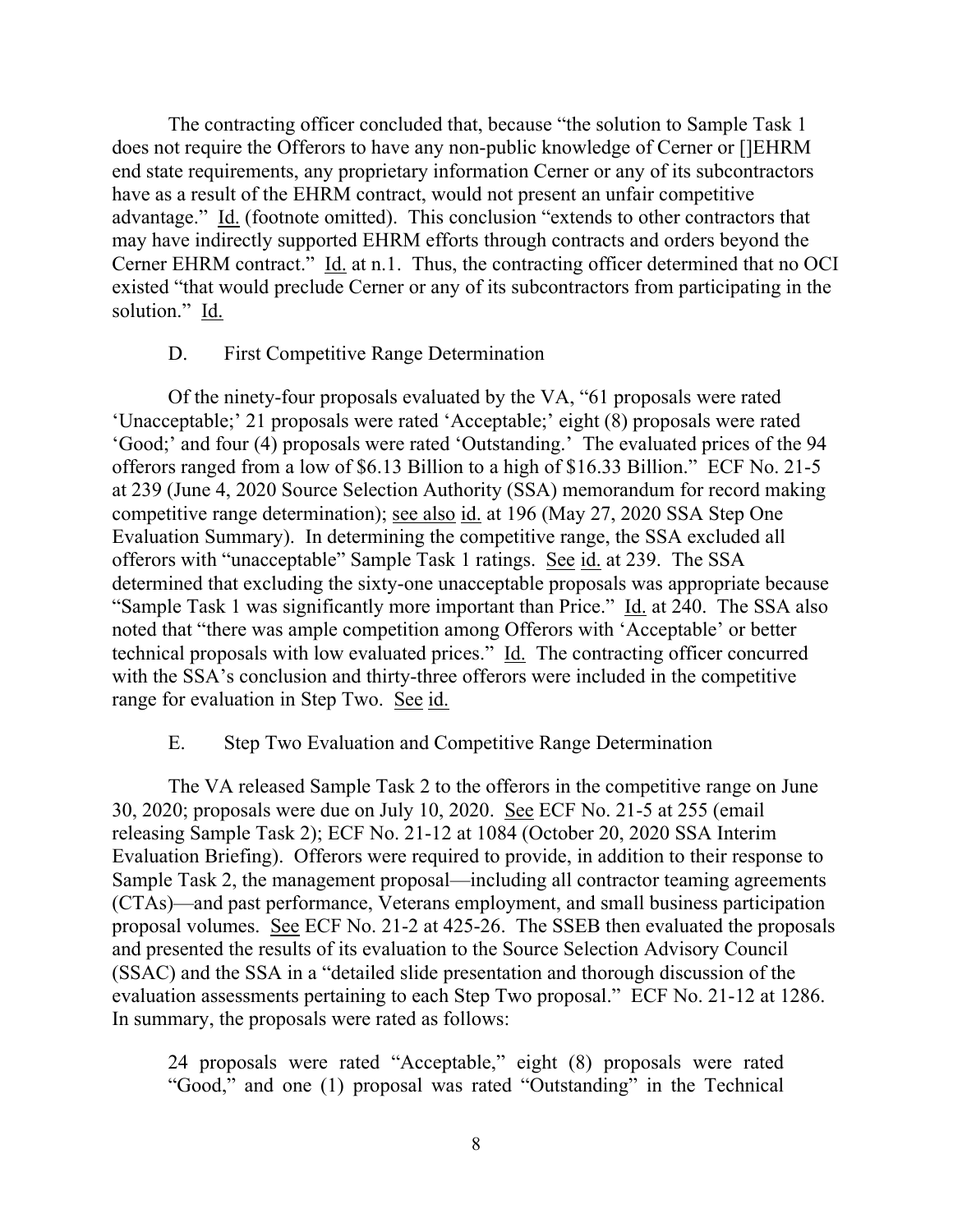The contracting officer concluded that, because "the solution to Sample Task 1 does not require the Offerors to have any non-public knowledge of Cerner or []EHRM end state requirements, any proprietary information Cerner or any of its subcontractors have as a result of the EHRM contract, would not present an unfair competitive advantage." Id. (footnote omitted). This conclusion "extends to other contractors that may have indirectly supported EHRM efforts through contracts and orders beyond the Cerner EHRM contract." Id. at n.1. Thus, the contracting officer determined that no OCI existed "that would preclude Cerner or any of its subcontractors from participating in the solution." Id.

### D. First Competitive Range Determination

Of the ninety-four proposals evaluated by the VA, "61 proposals were rated 'Unacceptable;' 21 proposals were rated 'Acceptable;' eight (8) proposals were rated 'Good;' and four (4) proposals were rated 'Outstanding.' The evaluated prices of the 94 offerors ranged from a low of $6.13 Billion to a high of $16.33 Billion." ECF No. 21-5 at 239 (June 4, 2020 Source Selection Authority (SSA) memorandum for record making competitive range determination); see also id. at 196 (May 27, 2020 SSA Step One Evaluation Summary). In determining the competitive range, the SSA excluded all offerors with "unacceptable" Sample Task 1 ratings. See id. at 239. The SSA determined that excluding the sixty-one unacceptable proposals was appropriate because "Sample Task 1 was significantly more important than Price." Id. at 240. The SSA also noted that "there was ample competition among Offerors with 'Acceptable' or better technical proposals with low evaluated prices." Id. The contracting officer concurred with the SSA's conclusion and thirty-three offerors were included in the competitive range for evaluation in Step Two. See id.

### E. Step Two Evaluation and Competitive Range Determination

The VA released Sample Task 2 to the offerors in the competitive range on June 30, 2020; proposals were due on July 10, 2020. See ECF No. 21-5 at 255 (email releasing Sample Task 2); ECF No. 21-12 at 1084 (October 20, 2020 SSA Interim Evaluation Briefing). Offerors were required to provide, in addition to their response to Sample Task 2, the management proposal—including all contractor teaming agreements (CTAs)—and past performance, Veterans employment, and small business participation proposal volumes. See ECF No. 21-2 at 425-26. The SSEB then evaluated the proposals and presented the results of its evaluation to the Source Selection Advisory Council (SSAC) and the SSA in a "detailed slide presentation and thorough discussion of the evaluation assessments pertaining to each Step Two proposal." ECF No. 21-12 at 1286. In summary, the proposals were rated as follows:

> 24 proposals were rated "Acceptable," eight (8) proposals were rated "Good," and one (1) proposal was rated "Outstanding" in the Technical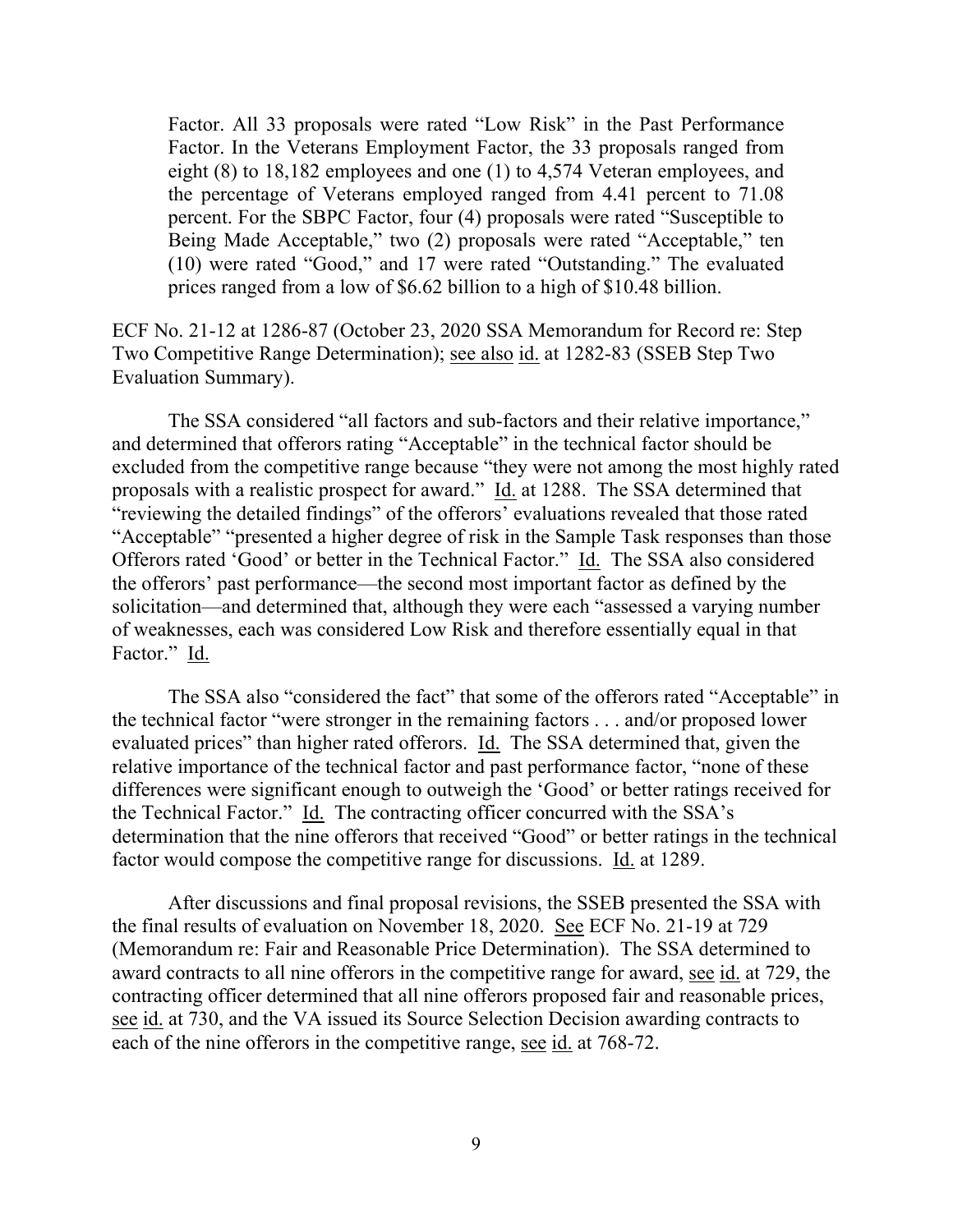> Factor. All 33 proposals were rated "Low Risk" in the Past Performance Factor. In the Veterans Employment Factor, the 33 proposals ranged from eight (8) to 18,182 employees and one (1) to 4,574 Veteran employees, and the percentage of Veterans employed ranged from 4.41 percent to 71.08 percent. For the SBPC Factor, four (4) proposals were rated "Susceptible to Being Made Acceptable," two (2) proposals were rated "Acceptable," ten (10) were rated "Good," and 17 were rated "Outstanding." The evaluated prices ranged from a low of $6.62 billion to a high of $10.48 billion.

ECF No. 21-12 at 1286-87 (October 23, 2020 SSA Memorandum for Record re: Step Two Competitive Range Determination); see also id. at 1282-83 (SSEB Step Two Evaluation Summary).

The SSA considered "all factors and sub-factors and their relative importance," and determined that offerors rating "Acceptable" in the technical factor should be excluded from the competitive range because "they were not among the most highly rated proposals with a realistic prospect for award." Id. at 1288. The SSA determined that "reviewing the detailed findings" of the offerors' evaluations revealed that those rated "Acceptable" "presented a higher degree of risk in the Sample Task responses than those Offerors rated 'Good' or better in the Technical Factor." Id. The SSA also considered the offerors' past performance—the second most important factor as defined by the solicitation—and determined that, although they were each "assessed a varying number of weaknesses, each was considered Low Risk and therefore essentially equal in that Factor." Id.

The SSA also "considered the fact" that some of the offerors rated "Acceptable" in the technical factor "were stronger in the remaining factors . . . and/or proposed lower evaluated prices" than higher rated offerors. Id. The SSA determined that, given the relative importance of the technical factor and past performance factor, "none of these differences were significant enough to outweigh the 'Good' or better ratings received for the Technical Factor." Id. The contracting officer concurred with the SSA's determination that the nine offerors that received "Good" or better ratings in the technical factor would compose the competitive range for discussions. Id. at 1289.

After discussions and final proposal revisions, the SSEB presented the SSA with the final results of evaluation on November 18, 2020. See ECF No. 21-19 at 729 (Memorandum re: Fair and Reasonable Price Determination). The SSA determined to award contracts to all nine offerors in the competitive range for award, see id. at 729, the contracting officer determined that all nine offerors proposed fair and reasonable prices, see id. at 730, and the VA issued its Source Selection Decision awarding contracts to each of the nine offerors in the competitive range, see id. at 768-72.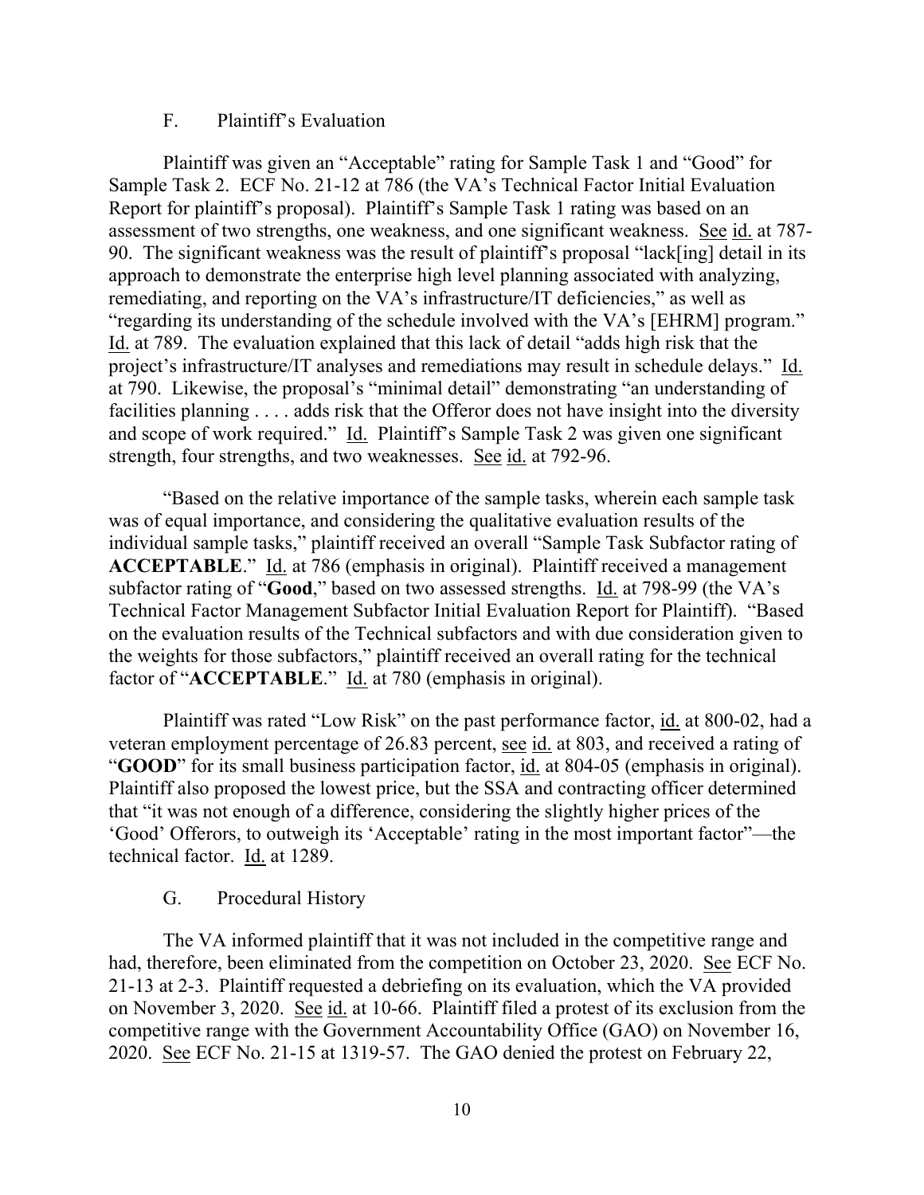### F. Plaintiff's Evaluation

Plaintiff was given an "Acceptable" rating for Sample Task 1 and "Good" for Sample Task 2. ECF No. 21-12 at 786 (the VA's Technical Factor Initial Evaluation Report for plaintiff's proposal). Plaintiff's Sample Task 1 rating was based on an assessment of two strengths, one weakness, and one significant weakness. See id. at 787-90. The significant weakness was the result of plaintiff's proposal "lack[ing] detail in its approach to demonstrate the enterprise high level planning associated with analyzing, remediating, and reporting on the VA's infrastructure/IT deficiencies," as well as "regarding its understanding of the schedule involved with the VA's [EHRM] program." Id. at 789. The evaluation explained that this lack of detail "adds high risk that the project's infrastructure/IT analyses and remediations may result in schedule delays." Id. at 790. Likewise, the proposal's "minimal detail" demonstrating "an understanding of facilities planning . . . . adds risk that the Offeror does not have insight into the diversity and scope of work required." Id. Plaintiff's Sample Task 2 was given one significant strength, four strengths, and two weaknesses. See id. at 792-96.

"Based on the relative importance of the sample tasks, wherein each sample task was of equal importance, and considering the qualitative evaluation results of the individual sample tasks," plaintiff received an overall "Sample Task Subfactor rating of **ACCEPTABLE**." Id. at 786 (emphasis in original). Plaintiff received a management subfactor rating of "**Good**," based on two assessed strengths. Id. at 798-99 (the VA's Technical Factor Management Subfactor Initial Evaluation Report for Plaintiff). "Based on the evaluation results of the Technical subfactors and with due consideration given to the weights for those subfactors," plaintiff received an overall rating for the technical factor of "**ACCEPTABLE**." Id. at 780 (emphasis in original).

Plaintiff was rated "Low Risk" on the past performance factor, id. at 800-02, had a veteran employment percentage of 26.83 percent, see id. at 803, and received a rating of "**GOOD**" for its small business participation factor, id. at 804-05 (emphasis in original). Plaintiff also proposed the lowest price, but the SSA and contracting officer determined that "it was not enough of a difference, considering the slightly higher prices of the 'Good' Offerors, to outweigh its 'Acceptable' rating in the most important factor"—the technical factor. Id. at 1289.

### G. Procedural History

The VA informed plaintiff that it was not included in the competitive range and had, therefore, been eliminated from the competition on October 23, 2020. See ECF No. 21-13 at 2-3. Plaintiff requested a debriefing on its evaluation, which the VA provided on November 3, 2020. See id. at 10-66. Plaintiff filed a protest of its exclusion from the competitive range with the Government Accountability Office (GAO) on November 16, 2020. See ECF No. 21-15 at 1319-57. The GAO denied the protest on February 22,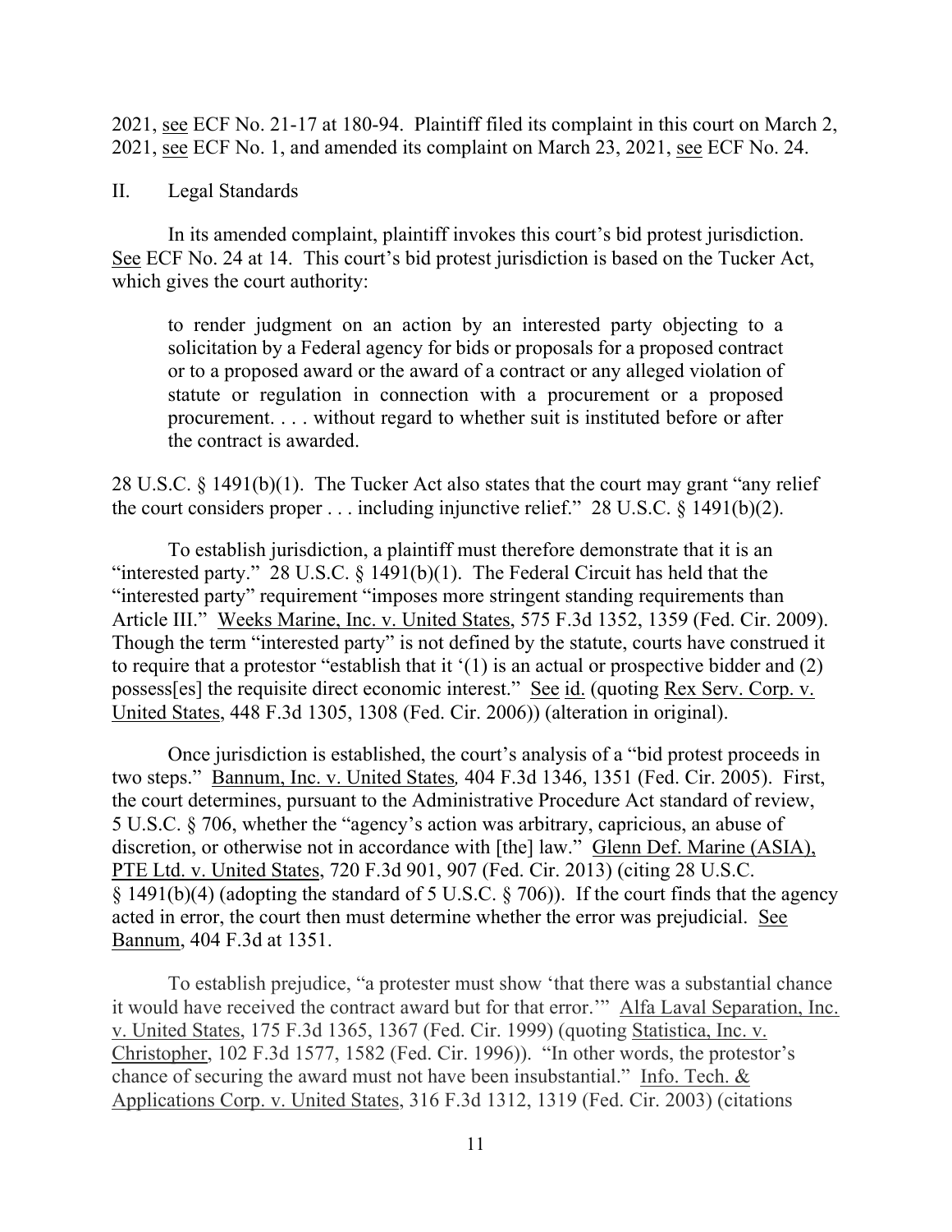2021, see ECF No. 21-17 at 180-94. Plaintiff filed its complaint in this court on March 2, 2021, see ECF No. 1, and amended its complaint on March 23, 2021, see ECF No. 24.

## II. Legal Standards

In its amended complaint, plaintiff invokes this court's bid protest jurisdiction. See ECF No. 24 at 14. This court's bid protest jurisdiction is based on the Tucker Act, which gives the court authority:

> to render judgment on an action by an interested party objecting to a solicitation by a Federal agency for bids or proposals for a proposed contract or to a proposed award or the award of a contract or any alleged violation of statute or regulation in connection with a procurement or a proposed procurement. . . . without regard to whether suit is instituted before or after the contract is awarded.

28 U.S.C. § 1491(b)(1). The Tucker Act also states that the court may grant "any relief the court considers proper . . . including injunctive relief." 28 U.S.C. § 1491(b)(2).

To establish jurisdiction, a plaintiff must therefore demonstrate that it is an "interested party." 28 U.S.C. § 1491(b)(1). The Federal Circuit has held that the "interested party" requirement "imposes more stringent standing requirements than Article III." Weeks Marine, Inc. v. United States, 575 F.3d 1352, 1359 (Fed. Cir. 2009). Though the term "interested party" is not defined by the statute, courts have construed it to require that a protestor "establish that it '(1) is an actual or prospective bidder and (2) possess[es] the requisite direct economic interest." See id. (quoting Rex Serv. Corp. v. United States, 448 F.3d 1305, 1308 (Fed. Cir. 2006)) (alteration in original).

Once jurisdiction is established, the court's analysis of a "bid protest proceeds in two steps." Bannum, Inc. v. United States, 404 F.3d 1346, 1351 (Fed. Cir. 2005). First, the court determines, pursuant to the Administrative Procedure Act standard of review, 5 U.S.C. § 706, whether the "agency's action was arbitrary, capricious, an abuse of discretion, or otherwise not in accordance with [the] law." Glenn Def. Marine (ASIA), PTE Ltd. v. United States, 720 F.3d 901, 907 (Fed. Cir. 2013) (citing 28 U.S.C. § 1491(b)(4) (adopting the standard of 5 U.S.C. § 706)). If the court finds that the agency acted in error, the court then must determine whether the error was prejudicial. See Bannum, 404 F.3d at 1351.

To establish prejudice, "a protester must show 'that there was a substantial chance it would have received the contract award but for that error.'" Alfa Laval Separation, Inc. v. United States, 175 F.3d 1365, 1367 (Fed. Cir. 1999) (quoting Statistica, Inc. v. Christopher, 102 F.3d 1577, 1582 (Fed. Cir. 1996)). "In other words, the protestor's chance of securing the award must not have been insubstantial." Info. Tech. & Applications Corp. v. United States, 316 F.3d 1312, 1319 (Fed. Cir. 2003) (citations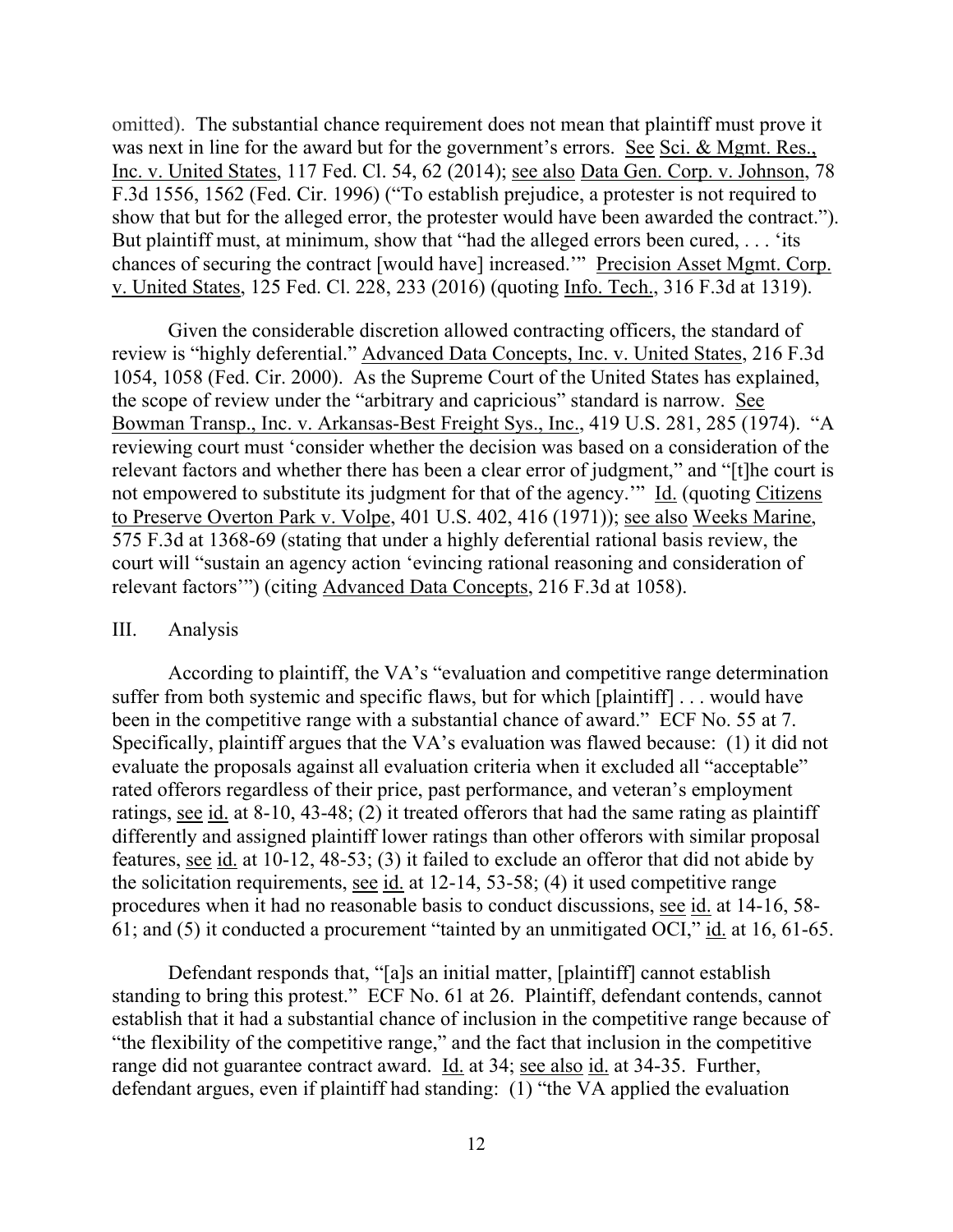omitted). The substantial chance requirement does not mean that plaintiff must prove it was next in line for the award but for the government's errors. See Sci. & Mgmt. Res., Inc. v. United States, 117 Fed. Cl. 54, 62 (2014); see also Data Gen. Corp. v. Johnson, 78 F.3d 1556, 1562 (Fed. Cir. 1996) ("To establish prejudice, a protester is not required to show that but for the alleged error, the protester would have been awarded the contract."). But plaintiff must, at minimum, show that "had the alleged errors been cured, . . . 'its chances of securing the contract [would have] increased.'" Precision Asset Mgmt. Corp. v. United States, 125 Fed. Cl. 228, 233 (2016) (quoting Info. Tech., 316 F.3d at 1319).

Given the considerable discretion allowed contracting officers, the standard of review is "highly deferential." Advanced Data Concepts, Inc. v. United States, 216 F.3d 1054, 1058 (Fed. Cir. 2000). As the Supreme Court of the United States has explained, the scope of review under the "arbitrary and capricious" standard is narrow. See Bowman Transp., Inc. v. Arkansas-Best Freight Sys., Inc., 419 U.S. 281, 285 (1974). "A reviewing court must 'consider whether the decision was based on a consideration of the relevant factors and whether there has been a clear error of judgment," and "[t]he court is not empowered to substitute its judgment for that of the agency.'" Id. (quoting Citizens to Preserve Overton Park v. Volpe, 401 U.S. 402, 416 (1971)); see also Weeks Marine, 575 F.3d at 1368-69 (stating that under a highly deferential rational basis review, the court will "sustain an agency action 'evincing rational reasoning and consideration of relevant factors'") (citing Advanced Data Concepts, 216 F.3d at 1058).

## III. Analysis

According to plaintiff, the VA's "evaluation and competitive range determination suffer from both systemic and specific flaws, but for which [plaintiff] . . . would have been in the competitive range with a substantial chance of award." ECF No. 55 at 7. Specifically, plaintiff argues that the VA's evaluation was flawed because: (1) it did not evaluate the proposals against all evaluation criteria when it excluded all "acceptable" rated offerors regardless of their price, past performance, and veteran's employment ratings, see id. at 8-10, 43-48; (2) it treated offerors that had the same rating as plaintiff differently and assigned plaintiff lower ratings than other offerors with similar proposal features, see id. at 10-12, 48-53; (3) it failed to exclude an offeror that did not abide by the solicitation requirements, see id. at 12-14, 53-58; (4) it used competitive range procedures when it had no reasonable basis to conduct discussions, see id. at 14-16, 58-61; and (5) it conducted a procurement "tainted by an unmitigated OCI," id. at 16, 61-65.

Defendant responds that, "[a]s an initial matter, [plaintiff] cannot establish standing to bring this protest." ECF No. 61 at 26. Plaintiff, defendant contends, cannot establish that it had a substantial chance of inclusion in the competitive range because of "the flexibility of the competitive range," and the fact that inclusion in the competitive range did not guarantee contract award. Id. at 34; see also id. at 34-35. Further, defendant argues, even if plaintiff had standing: (1) "the VA applied the evaluation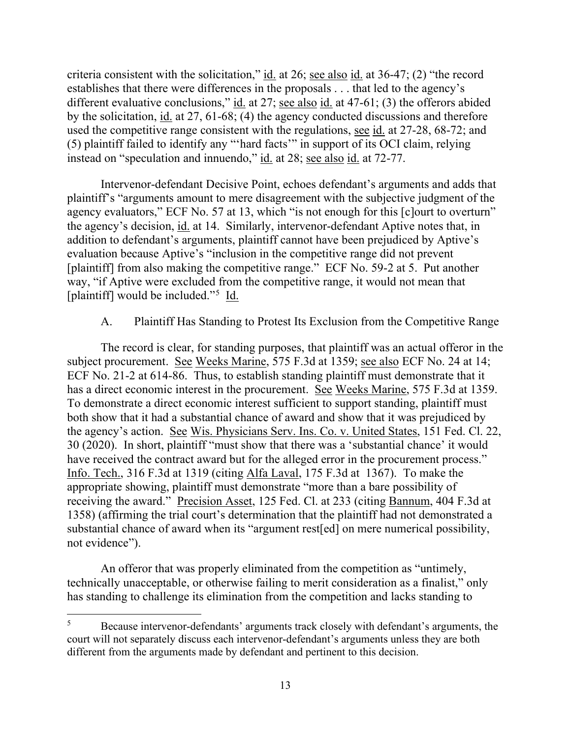criteria consistent with the solicitation," id. at 26; see also id. at 36-47; (2) "the record establishes that there were differences in the proposals . . . that led to the agency's different evaluative conclusions," id. at 27; see also id. at 47-61; (3) the offerors abided by the solicitation, id. at 27, 61-68; (4) the agency conducted discussions and therefore used the competitive range consistent with the regulations, see id. at 27-28, 68-72; and (5) plaintiff failed to identify any "'hard facts'" in support of its OCI claim, relying instead on "speculation and innuendo," id. at 28; see also id. at 72-77.

Intervenor-defendant Decisive Point, echoes defendant's arguments and adds that plaintiff's "arguments amount to mere disagreement with the subjective judgment of the agency evaluators," ECF No. 57 at 13, which "is not enough for this [c]ourt to overturn" the agency's decision, id. at 14. Similarly, intervenor-defendant Aptive notes that, in addition to defendant's arguments, plaintiff cannot have been prejudiced by Aptive's evaluation because Aptive's "inclusion in the competitive range did not prevent [plaintiff] from also making the competitive range." ECF No. 59-2 at 5. Put another way, "if Aptive were excluded from the competitive range, it would not mean that [plaintiff] would be included."[5] Id.

### A. Plaintiff Has Standing to Protest Its Exclusion from the Competitive Range

The record is clear, for standing purposes, that plaintiff was an actual offeror in the subject procurement. See Weeks Marine, 575 F.3d at 1359; see also ECF No. 24 at 14; ECF No. 21-2 at 614-86. Thus, to establish standing plaintiff must demonstrate that it has a direct economic interest in the procurement. See Weeks Marine, 575 F.3d at 1359. To demonstrate a direct economic interest sufficient to support standing, plaintiff must both show that it had a substantial chance of award and show that it was prejudiced by the agency's action. See Wis. Physicians Serv. Ins. Co. v. United States, 151 Fed. Cl. 22, 30 (2020). In short, plaintiff "must show that there was a 'substantial chance' it would have received the contract award but for the alleged error in the procurement process." Info. Tech., 316 F.3d at 1319 (citing Alfa Laval, 175 F.3d at 1367). To make the appropriate showing, plaintiff must demonstrate "more than a bare possibility of receiving the award." Precision Asset, 125 Fed. Cl. at 233 (citing Bannum, 404 F.3d at 1358) (affirming the trial court's determination that the plaintiff had not demonstrated a substantial chance of award when its "argument rest[ed] on mere numerical possibility, not evidence").

An offeror that was properly eliminated from the competition as "untimely, technically unacceptable, or otherwise failing to merit consideration as a finalist," only has standing to challenge its elimination from the competition and lacks standing to

---

[5] Because intervenor-defendants' arguments track closely with defendant's arguments, the court will not separately discuss each intervenor-defendant's arguments unless they are both different from the arguments made by defendant and pertinent to this decision.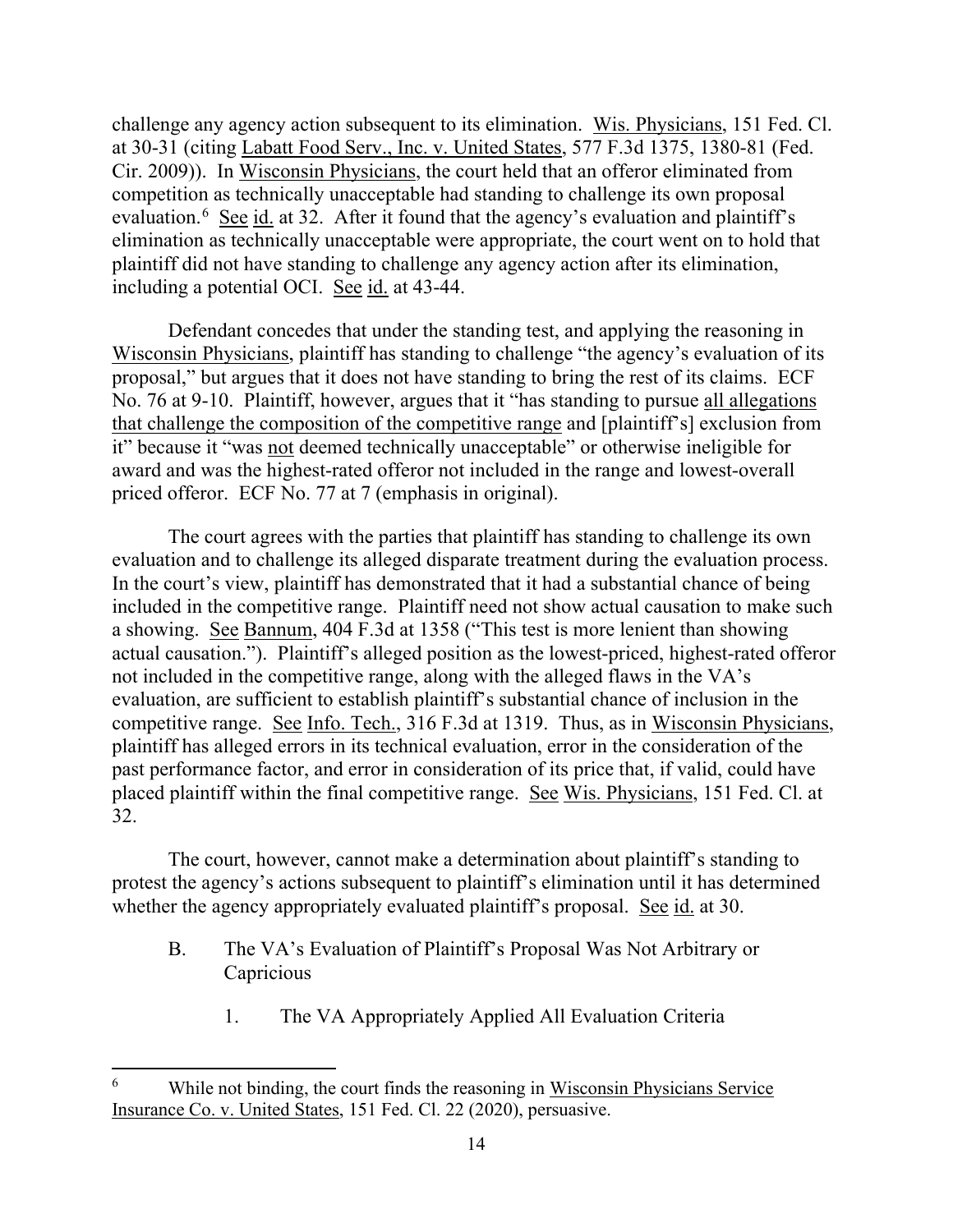challenge any agency action subsequent to its elimination. Wis. Physicians, 151 Fed. Cl. at 30-31 (citing Labatt Food Serv., Inc. v. United States, 577 F.3d 1375, 1380-81 (Fed. Cir. 2009)). In Wisconsin Physicians, the court held that an offeror eliminated from competition as technically unacceptable had standing to challenge its own proposal evaluation.[6] See id. at 32. After it found that the agency's evaluation and plaintiff's elimination as technically unacceptable were appropriate, the court went on to hold that plaintiff did not have standing to challenge any agency action after its elimination, including a potential OCI. See id. at 43-44.

Defendant concedes that under the standing test, and applying the reasoning in Wisconsin Physicians, plaintiff has standing to challenge "the agency's evaluation of its proposal," but argues that it does not have standing to bring the rest of its claims. ECF No. 76 at 9-10. Plaintiff, however, argues that it "has standing to pursue all allegations that challenge the composition of the competitive range and [plaintiff's] exclusion from it" because it "was not deemed technically unacceptable" or otherwise ineligible for award and was the highest-rated offeror not included in the range and lowest-overall priced offeror. ECF No. 77 at 7 (emphasis in original).

The court agrees with the parties that plaintiff has standing to challenge its own evaluation and to challenge its alleged disparate treatment during the evaluation process. In the court's view, plaintiff has demonstrated that it had a substantial chance of being included in the competitive range. Plaintiff need not show actual causation to make such a showing. See Bannum, 404 F.3d at 1358 ("This test is more lenient than showing actual causation."). Plaintiff's alleged position as the lowest-priced, highest-rated offeror not included in the competitive range, along with the alleged flaws in the VA's evaluation, are sufficient to establish plaintiff's substantial chance of inclusion in the competitive range. See Info. Tech., 316 F.3d at 1319. Thus, as in Wisconsin Physicians, plaintiff has alleged errors in its technical evaluation, error in the consideration of the past performance factor, and error in consideration of its price that, if valid, could have placed plaintiff within the final competitive range. See Wis. Physicians, 151 Fed. Cl. at 32.

The court, however, cannot make a determination about plaintiff's standing to protest the agency's actions subsequent to plaintiff's elimination until it has determined whether the agency appropriately evaluated plaintiff's proposal. See id. at 30.

### B. The VA's Evaluation of Plaintiff's Proposal Was Not Arbitrary or Capricious

#### 1. The VA Appropriately Applied All Evaluation Criteria

[6] While not binding, the court finds the reasoning in Wisconsin Physicians Service Insurance Co. v. United States, 151 Fed. Cl. 22 (2020), persuasive.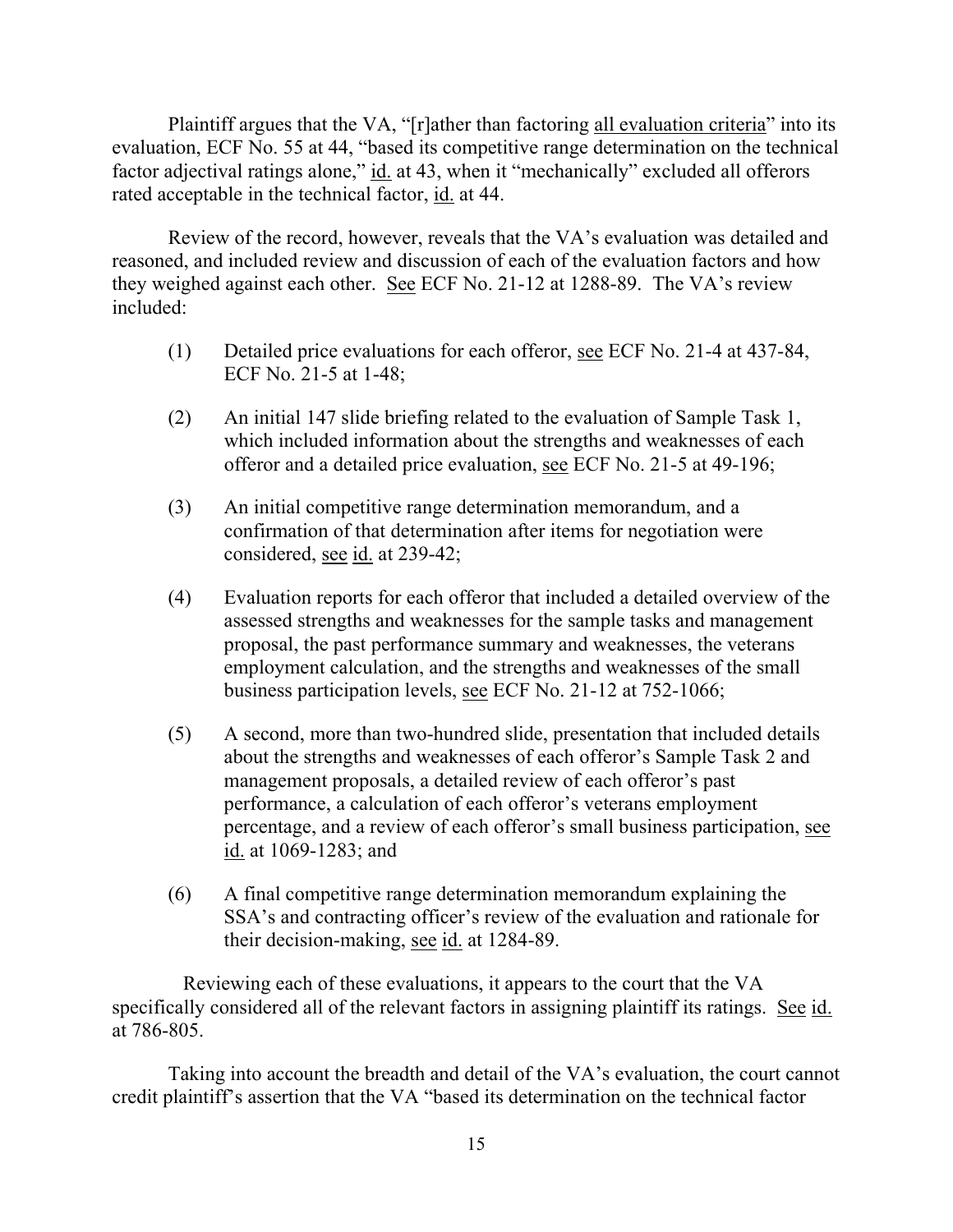Plaintiff argues that the VA, "[r]ather than factoring all evaluation criteria" into its evaluation, ECF No. 55 at 44, "based its competitive range determination on the technical factor adjectival ratings alone," id. at 43, when it "mechanically" excluded all offerors rated acceptable in the technical factor, id. at 44.

Review of the record, however, reveals that the VA's evaluation was detailed and reasoned, and included review and discussion of each of the evaluation factors and how they weighed against each other. See ECF No. 21-12 at 1288-89. The VA's review included:

(1) Detailed price evaluations for each offeror, see ECF No. 21-4 at 437-84, ECF No. 21-5 at 1-48;

(2) An initial 147 slide briefing related to the evaluation of Sample Task 1, which included information about the strengths and weaknesses of each offeror and a detailed price evaluation, see ECF No. 21-5 at 49-196;

(3) An initial competitive range determination memorandum, and a confirmation of that determination after items for negotiation were considered, see id. at 239-42;

(4) Evaluation reports for each offeror that included a detailed overview of the assessed strengths and weaknesses for the sample tasks and management proposal, the past performance summary and weaknesses, the veterans employment calculation, and the strengths and weaknesses of the small business participation levels, see ECF No. 21-12 at 752-1066;

(5) A second, more than two-hundred slide, presentation that included details about the strengths and weaknesses of each offeror's Sample Task 2 and management proposals, a detailed review of each offeror's past performance, a calculation of each offeror's veterans employment percentage, and a review of each offeror's small business participation, see id. at 1069-1283; and

(6) A final competitive range determination memorandum explaining the SSA's and contracting officer's review of the evaluation and rationale for their decision-making, see id. at 1284-89.

Reviewing each of these evaluations, it appears to the court that the VA specifically considered all of the relevant factors in assigning plaintiff its ratings. See id. at 786-805.

Taking into account the breadth and detail of the VA's evaluation, the court cannot credit plaintiff's assertion that the VA "based its determination on the technical factor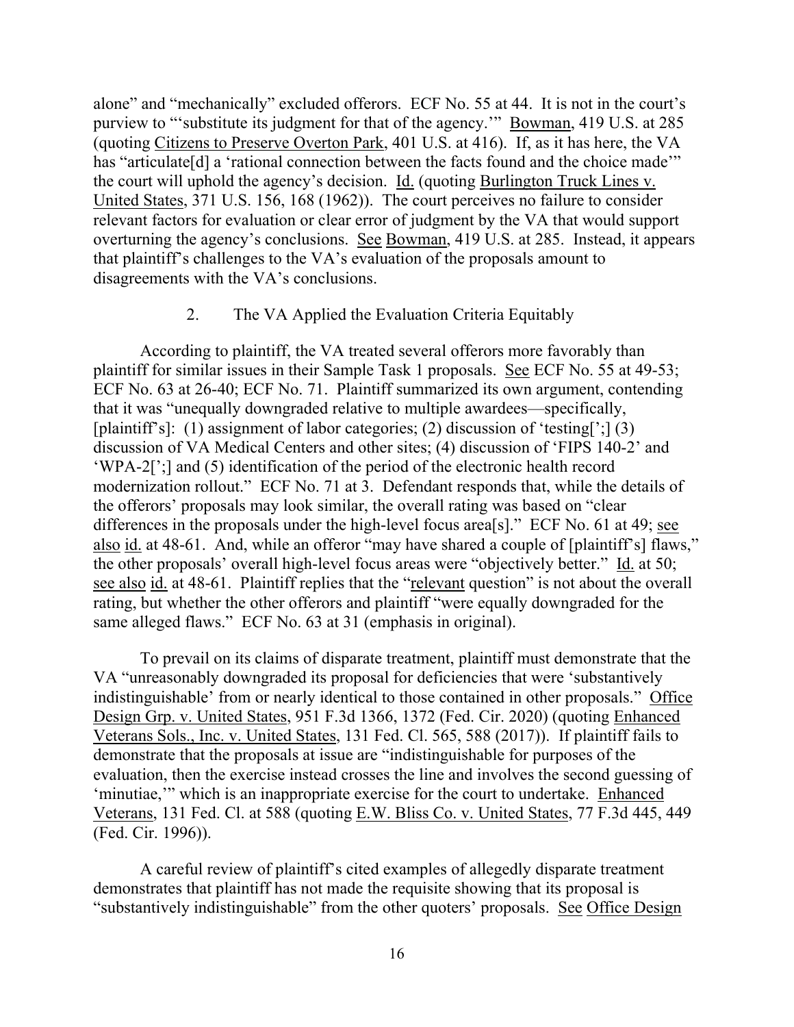alone" and "mechanically" excluded offerors. ECF No. 55 at 44. It is not in the court's purview to "'substitute its judgment for that of the agency.'" Bowman, 419 U.S. at 285 (quoting Citizens to Preserve Overton Park, 401 U.S. at 416). If, as it has here, the VA has "articulate[d] a 'rational connection between the facts found and the choice made'" the court will uphold the agency's decision. Id. (quoting Burlington Truck Lines v. United States, 371 U.S. 156, 168 (1962)). The court perceives no failure to consider relevant factors for evaluation or clear error of judgment by the VA that would support overturning the agency's conclusions. See Bowman, 419 U.S. at 285. Instead, it appears that plaintiff's challenges to the VA's evaluation of the proposals amount to disagreements with the VA's conclusions.

### 2. The VA Applied the Evaluation Criteria Equitably

According to plaintiff, the VA treated several offerors more favorably than plaintiff for similar issues in their Sample Task 1 proposals. See ECF No. 55 at 49-53; ECF No. 63 at 26-40; ECF No. 71. Plaintiff summarized its own argument, contending that it was "unequally downgraded relative to multiple awardees—specifically, [plaintiff's]: (1) assignment of labor categories; (2) discussion of 'testing[';] (3) discussion of VA Medical Centers and other sites; (4) discussion of 'FIPS 140-2' and 'WPA-2[';] and (5) identification of the period of the electronic health record modernization rollout." ECF No. 71 at 3. Defendant responds that, while the details of the offerors' proposals may look similar, the overall rating was based on "clear differences in the proposals under the high-level focus area[s]." ECF No. 61 at 49; see also id. at 48-61. And, while an offeror "may have shared a couple of [plaintiff's] flaws," the other proposals' overall high-level focus areas were "objectively better." Id. at 50; see also id. at 48-61. Plaintiff replies that the "relevant question" is not about the overall rating, but whether the other offerors and plaintiff "were equally downgraded for the same alleged flaws." ECF No. 63 at 31 (emphasis in original).

To prevail on its claims of disparate treatment, plaintiff must demonstrate that the VA "unreasonably downgraded its proposal for deficiencies that were 'substantively indistinguishable' from or nearly identical to those contained in other proposals." Office Design Grp. v. United States, 951 F.3d 1366, 1372 (Fed. Cir. 2020) (quoting Enhanced Veterans Sols., Inc. v. United States, 131 Fed. Cl. 565, 588 (2017)). If plaintiff fails to demonstrate that the proposals at issue are "indistinguishable for purposes of the evaluation, then the exercise instead crosses the line and involves the second guessing of 'minutiae,'" which is an inappropriate exercise for the court to undertake. Enhanced Veterans, 131 Fed. Cl. at 588 (quoting E.W. Bliss Co. v. United States, 77 F.3d 445, 449 (Fed. Cir. 1996)).

A careful review of plaintiff's cited examples of allegedly disparate treatment demonstrates that plaintiff has not made the requisite showing that its proposal is "substantively indistinguishable" from the other quoters' proposals. See Office Design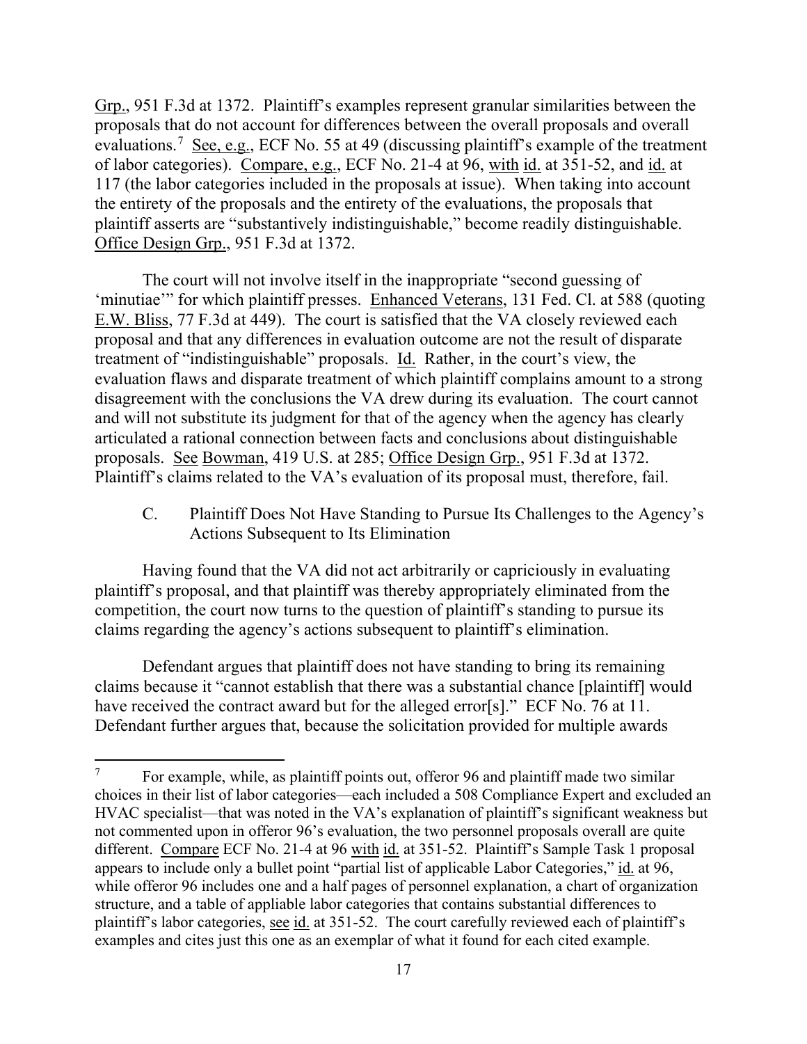Grp., 951 F.3d at 1372. Plaintiff's examples represent granular similarities between the proposals that do not account for differences between the overall proposals and overall evaluations.[7] See, e.g., ECF No. 55 at 49 (discussing plaintiff's example of the treatment of labor categories). Compare, e.g., ECF No. 21-4 at 96, with id. at 351-52, and id. at 117 (the labor categories included in the proposals at issue). When taking into account the entirety of the proposals and the entirety of the evaluations, the proposals that plaintiff asserts are "substantively indistinguishable," become readily distinguishable. Office Design Grp., 951 F.3d at 1372.

The court will not involve itself in the inappropriate "second guessing of 'minutiae'" for which plaintiff presses. Enhanced Veterans, 131 Fed. Cl. at 588 (quoting E.W. Bliss, 77 F.3d at 449). The court is satisfied that the VA closely reviewed each proposal and that any differences in evaluation outcome are not the result of disparate treatment of "indistinguishable" proposals. Id. Rather, in the court's view, the evaluation flaws and disparate treatment of which plaintiff complains amount to a strong disagreement with the conclusions the VA drew during its evaluation. The court cannot and will not substitute its judgment for that of the agency when the agency has clearly articulated a rational connection between facts and conclusions about distinguishable proposals. See Bowman, 419 U.S. at 285; Office Design Grp., 951 F.3d at 1372. Plaintiff's claims related to the VA's evaluation of its proposal must, therefore, fail.

### C. Plaintiff Does Not Have Standing to Pursue Its Challenges to the Agency's Actions Subsequent to Its Elimination

Having found that the VA did not act arbitrarily or capriciously in evaluating plaintiff's proposal, and that plaintiff was thereby appropriately eliminated from the competition, the court now turns to the question of plaintiff's standing to pursue its claims regarding the agency's actions subsequent to plaintiff's elimination.

Defendant argues that plaintiff does not have standing to bring its remaining claims because it "cannot establish that there was a substantial chance [plaintiff] would have received the contract award but for the alleged error[s]." ECF No. 76 at 11. Defendant further argues that, because the solicitation provided for multiple awards

---

[7] For example, while, as plaintiff points out, offeror 96 and plaintiff made two similar choices in their list of labor categories—each included a 508 Compliance Expert and excluded an HVAC specialist—that was noted in the VA's explanation of plaintiff's significant weakness but not commented upon in offeror 96's evaluation, the two personnel proposals overall are quite different. Compare ECF No. 21-4 at 96 with id. at 351-52. Plaintiff's Sample Task 1 proposal appears to include only a bullet point "partial list of applicable Labor Categories," id. at 96, while offeror 96 includes one and a half pages of personnel explanation, a chart of organization structure, and a table of appliable labor categories that contains substantial differences to plaintiff's labor categories, see id. at 351-52. The court carefully reviewed each of plaintiff's examples and cites just this one as an exemplar of what it found for each cited example.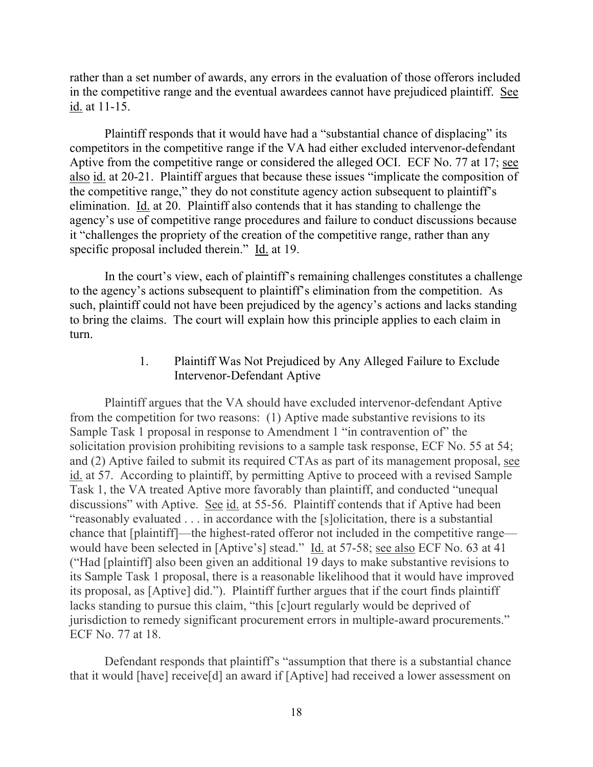rather than a set number of awards, any errors in the evaluation of those offerors included in the competitive range and the eventual awardees cannot have prejudiced plaintiff. See id. at 11-15.

Plaintiff responds that it would have had a "substantial chance of displacing" its competitors in the competitive range if the VA had either excluded intervenor-defendant Aptive from the competitive range or considered the alleged OCI. ECF No. 77 at 17; see also id. at 20-21. Plaintiff argues that because these issues "implicate the composition of the competitive range," they do not constitute agency action subsequent to plaintiff's elimination. Id. at 20. Plaintiff also contends that it has standing to challenge the agency's use of competitive range procedures and failure to conduct discussions because it "challenges the propriety of the creation of the competitive range, rather than any specific proposal included therein." Id. at 19.

In the court's view, each of plaintiff's remaining challenges constitutes a challenge to the agency's actions subsequent to plaintiff's elimination from the competition. As such, plaintiff could not have been prejudiced by the agency's actions and lacks standing to bring the claims. The court will explain how this principle applies to each claim in turn.

### 1. Plaintiff Was Not Prejudiced by Any Alleged Failure to Exclude Intervenor-Defendant Aptive

Plaintiff argues that the VA should have excluded intervenor-defendant Aptive from the competition for two reasons: (1) Aptive made substantive revisions to its Sample Task 1 proposal in response to Amendment 1 "in contravention of" the solicitation provision prohibiting revisions to a sample task response, ECF No. 55 at 54; and (2) Aptive failed to submit its required CTAs as part of its management proposal, see id. at 57. According to plaintiff, by permitting Aptive to proceed with a revised Sample Task 1, the VA treated Aptive more favorably than plaintiff, and conducted "unequal discussions" with Aptive. See id. at 55-56. Plaintiff contends that if Aptive had been "reasonably evaluated . . . in accordance with the [s]olicitation, there is a substantial chance that [plaintiff]—the highest-rated offeror not included in the competitive range—would have been selected in [Aptive's] stead." Id. at 57-58; see also ECF No. 63 at 41 ("Had [plaintiff] also been given an additional 19 days to make substantive revisions to its Sample Task 1 proposal, there is a reasonable likelihood that it would have improved its proposal, as [Aptive] did."). Plaintiff further argues that if the court finds plaintiff lacks standing to pursue this claim, "this [c]ourt regularly would be deprived of jurisdiction to remedy significant procurement errors in multiple-award procurements." ECF No. 77 at 18.

Defendant responds that plaintiff's "assumption that there is a substantial chance that it would [have] receive[d] an award if [Aptive] had received a lower assessment on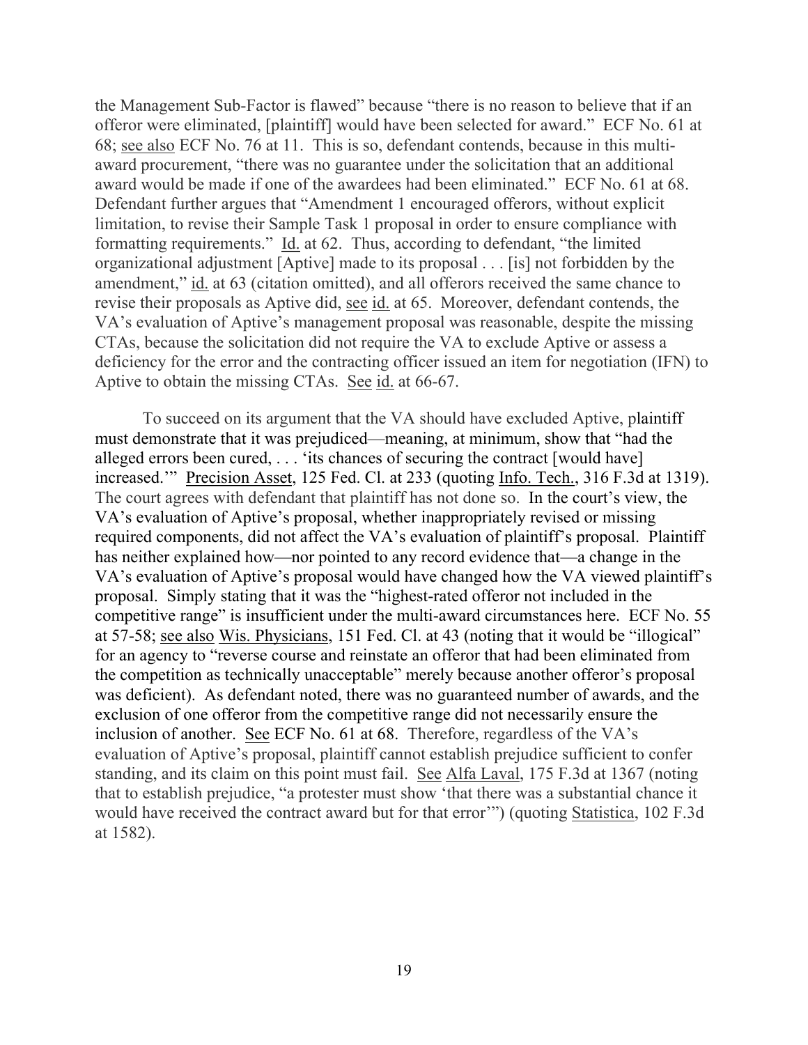the Management Sub-Factor is flawed" because "there is no reason to believe that if an offeror were eliminated, [plaintiff] would have been selected for award." ECF No. 61 at 68; see also ECF No. 76 at 11. This is so, defendant contends, because in this multi-award procurement, "there was no guarantee under the solicitation that an additional award would be made if one of the awardees had been eliminated." ECF No. 61 at 68. Defendant further argues that "Amendment 1 encouraged offerors, without explicit limitation, to revise their Sample Task 1 proposal in order to ensure compliance with formatting requirements." Id. at 62. Thus, according to defendant, "the limited organizational adjustment [Aptive] made to its proposal . . . [is] not forbidden by the amendment," id. at 63 (citation omitted), and all offerors received the same chance to revise their proposals as Aptive did, see id. at 65. Moreover, defendant contends, the VA's evaluation of Aptive's management proposal was reasonable, despite the missing CTAs, because the solicitation did not require the VA to exclude Aptive or assess a deficiency for the error and the contracting officer issued an item for negotiation (IFN) to Aptive to obtain the missing CTAs. See id. at 66-67.

To succeed on its argument that the VA should have excluded Aptive, plaintiff must demonstrate that it was prejudiced—meaning, at minimum, show that "had the alleged errors been cured, . . . 'its chances of securing the contract [would have] increased.'" Precision Asset, 125 Fed. Cl. at 233 (quoting Info. Tech., 316 F.3d at 1319). The court agrees with defendant that plaintiff has not done so. In the court's view, the VA's evaluation of Aptive's proposal, whether inappropriately revised or missing required components, did not affect the VA's evaluation of plaintiff's proposal. Plaintiff has neither explained how—nor pointed to any record evidence that—a change in the VA's evaluation of Aptive's proposal would have changed how the VA viewed plaintiff's proposal. Simply stating that it was the "highest-rated offeror not included in the competitive range" is insufficient under the multi-award circumstances here. ECF No. 55 at 57-58; see also Wis. Physicians, 151 Fed. Cl. at 43 (noting that it would be "illogical" for an agency to "reverse course and reinstate an offeror that had been eliminated from the competition as technically unacceptable" merely because another offeror's proposal was deficient). As defendant noted, there was no guaranteed number of awards, and the exclusion of one offeror from the competitive range did not necessarily ensure the inclusion of another. See ECF No. 61 at 68. Therefore, regardless of the VA's evaluation of Aptive's proposal, plaintiff cannot establish prejudice sufficient to confer standing, and its claim on this point must fail. See Alfa Laval, 175 F.3d at 1367 (noting that to establish prejudice, "a protester must show 'that there was a substantial chance it would have received the contract award but for that error'") (quoting Statistica, 102 F.3d at 1582).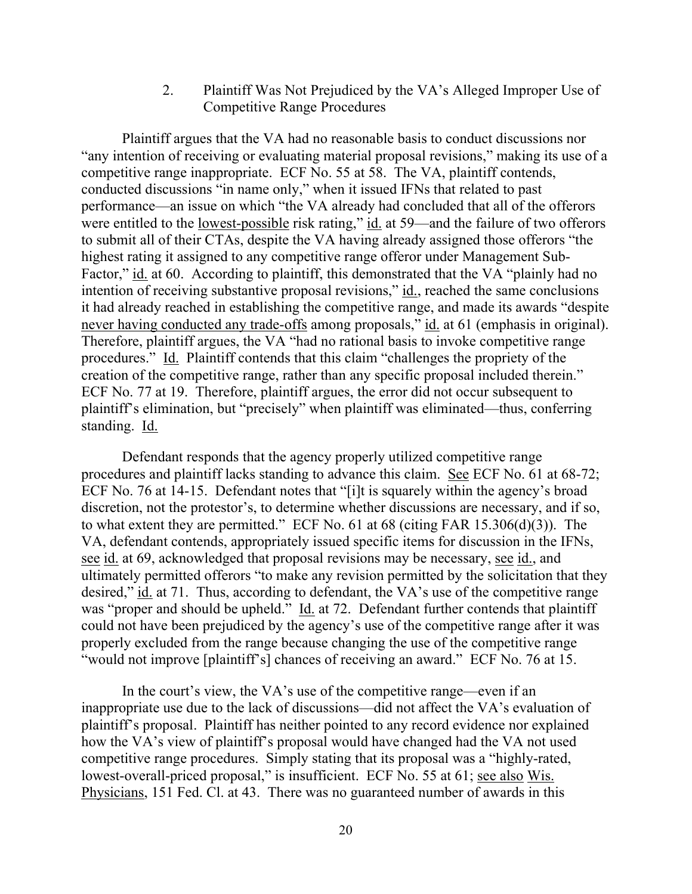### 2. Plaintiff Was Not Prejudiced by the VA's Alleged Improper Use of Competitive Range Procedures

Plaintiff argues that the VA had no reasonable basis to conduct discussions nor "any intention of receiving or evaluating material proposal revisions," making its use of a competitive range inappropriate. ECF No. 55 at 58. The VA, plaintiff contends, conducted discussions "in name only," when it issued IFNs that related to past performance—an issue on which "the VA already had concluded that all of the offerors were entitled to the lowest-possible risk rating," id. at 59—and the failure of two offerors to submit all of their CTAs, despite the VA having already assigned those offerors "the highest rating it assigned to any competitive range offeror under Management Sub-Factor," id. at 60. According to plaintiff, this demonstrated that the VA "plainly had no intention of receiving substantive proposal revisions," id., reached the same conclusions it had already reached in establishing the competitive range, and made its awards "despite never having conducted any trade-offs among proposals," id. at 61 (emphasis in original). Therefore, plaintiff argues, the VA "had no rational basis to invoke competitive range procedures." Id. Plaintiff contends that this claim "challenges the propriety of the creation of the competitive range, rather than any specific proposal included therein." ECF No. 77 at 19. Therefore, plaintiff argues, the error did not occur subsequent to plaintiff's elimination, but "precisely" when plaintiff was eliminated—thus, conferring standing. Id.

Defendant responds that the agency properly utilized competitive range procedures and plaintiff lacks standing to advance this claim. See ECF No. 61 at 68-72; ECF No. 76 at 14-15. Defendant notes that "[i]t is squarely within the agency's broad discretion, not the protestor's, to determine whether discussions are necessary, and if so, to what extent they are permitted." ECF No. 61 at 68 (citing FAR 15.306(d)(3)). The VA, defendant contends, appropriately issued specific items for discussion in the IFNs, see id. at 69, acknowledged that proposal revisions may be necessary, see id., and ultimately permitted offerors "to make any revision permitted by the solicitation that they desired," id. at 71. Thus, according to defendant, the VA's use of the competitive range was "proper and should be upheld." Id. at 72. Defendant further contends that plaintiff could not have been prejudiced by the agency's use of the competitive range after it was properly excluded from the range because changing the use of the competitive range "would not improve [plaintiff's] chances of receiving an award." ECF No. 76 at 15.

In the court's view, the VA's use of the competitive range—even if an inappropriate use due to the lack of discussions—did not affect the VA's evaluation of plaintiff's proposal. Plaintiff has neither pointed to any record evidence nor explained how the VA's view of plaintiff's proposal would have changed had the VA not used competitive range procedures. Simply stating that its proposal was a "highly-rated, lowest-overall-priced proposal," is insufficient. ECF No. 55 at 61; see also Wis. Physicians, 151 Fed. Cl. at 43. There was no guaranteed number of awards in this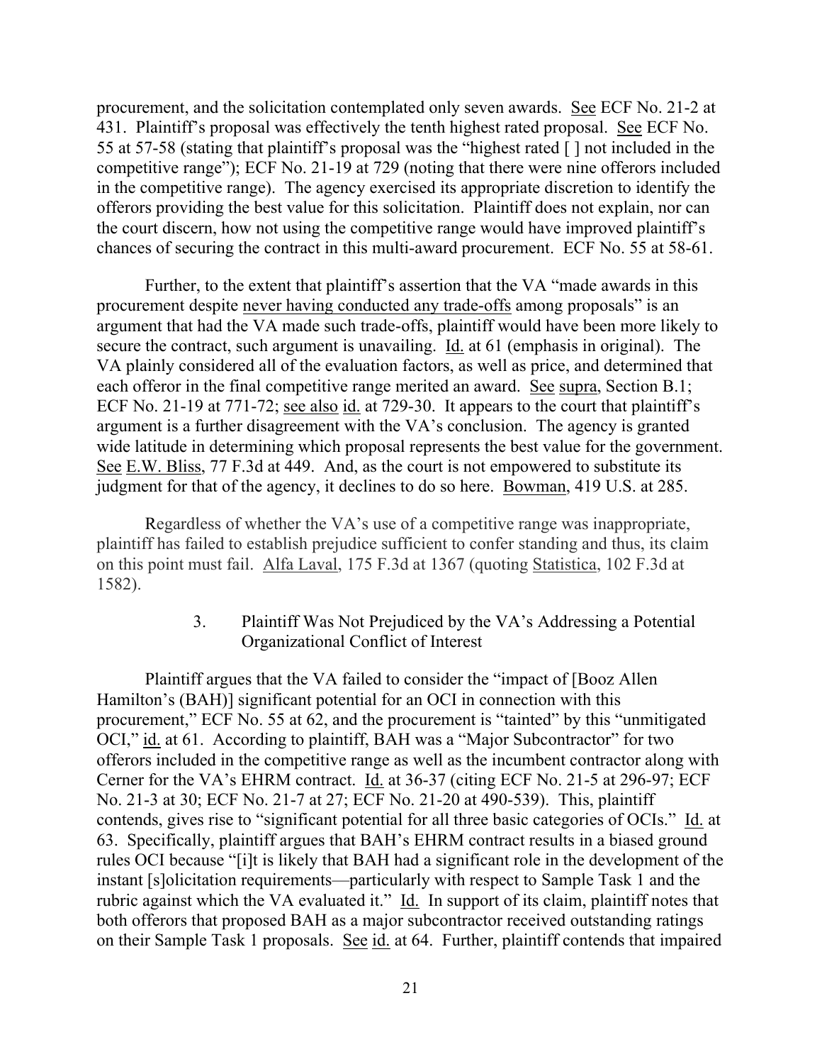procurement, and the solicitation contemplated only seven awards. See ECF No. 21-2 at 431. Plaintiff's proposal was effectively the tenth highest rated proposal. See ECF No. 55 at 57-58 (stating that plaintiff's proposal was the "highest rated [ ] not included in the competitive range"); ECF No. 21-19 at 729 (noting that there were nine offerors included in the competitive range). The agency exercised its appropriate discretion to identify the offerors providing the best value for this solicitation. Plaintiff does not explain, nor can the court discern, how not using the competitive range would have improved plaintiff's chances of securing the contract in this multi-award procurement. ECF No. 55 at 58-61.

Further, to the extent that plaintiff's assertion that the VA "made awards in this procurement despite never having conducted any trade-offs among proposals" is an argument that had the VA made such trade-offs, plaintiff would have been more likely to secure the contract, such argument is unavailing. Id. at 61 (emphasis in original). The VA plainly considered all of the evaluation factors, as well as price, and determined that each offeror in the final competitive range merited an award. See supra, Section B.1; ECF No. 21-19 at 771-72; see also id. at 729-30. It appears to the court that plaintiff's argument is a further disagreement with the VA's conclusion. The agency is granted wide latitude in determining which proposal represents the best value for the government. See E.W. Bliss, 77 F.3d at 449. And, as the court is not empowered to substitute its judgment for that of the agency, it declines to do so here. Bowman, 419 U.S. at 285.

Regardless of whether the VA's use of a competitive range was inappropriate, plaintiff has failed to establish prejudice sufficient to confer standing and thus, its claim on this point must fail. Alfa Laval, 175 F.3d at 1367 (quoting Statistica, 102 F.3d at 1582).

### 3. Plaintiff Was Not Prejudiced by the VA's Addressing a Potential Organizational Conflict of Interest

Plaintiff argues that the VA failed to consider the "impact of [Booz Allen Hamilton's (BAH)] significant potential for an OCI in connection with this procurement," ECF No. 55 at 62, and the procurement is "tainted" by this "unmitigated OCI," id. at 61. According to plaintiff, BAH was a "Major Subcontractor" for two offerors included in the competitive range as well as the incumbent contractor along with Cerner for the VA's EHRM contract. Id. at 36-37 (citing ECF No. 21-5 at 296-97; ECF No. 21-3 at 30; ECF No. 21-7 at 27; ECF No. 21-20 at 490-539). This, plaintiff contends, gives rise to "significant potential for all three basic categories of OCIs." Id. at 63. Specifically, plaintiff argues that BAH's EHRM contract results in a biased ground rules OCI because "[i]t is likely that BAH had a significant role in the development of the instant [s]olicitation requirements—particularly with respect to Sample Task 1 and the rubric against which the VA evaluated it." Id. In support of its claim, plaintiff notes that both offerors that proposed BAH as a major subcontractor received outstanding ratings on their Sample Task 1 proposals. See id. at 64. Further, plaintiff contends that impaired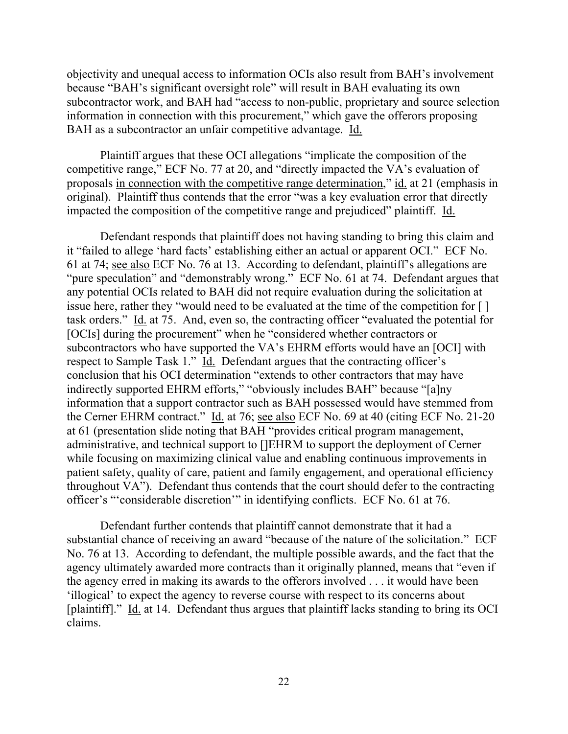objectivity and unequal access to information OCIs also result from BAH's involvement because "BAH's significant oversight role" will result in BAH evaluating its own subcontractor work, and BAH had "access to non-public, proprietary and source selection information in connection with this procurement," which gave the offerors proposing BAH as a subcontractor an unfair competitive advantage. Id.

Plaintiff argues that these OCI allegations "implicate the composition of the competitive range," ECF No. 77 at 20, and "directly impacted the VA's evaluation of proposals in connection with the competitive range determination," id. at 21 (emphasis in original). Plaintiff thus contends that the error "was a key evaluation error that directly impacted the composition of the competitive range and prejudiced" plaintiff. Id.

Defendant responds that plaintiff does not having standing to bring this claim and it "failed to allege 'hard facts' establishing either an actual or apparent OCI." ECF No. 61 at 74; see also ECF No. 76 at 13. According to defendant, plaintiff's allegations are "pure speculation" and "demonstrably wrong." ECF No. 61 at 74. Defendant argues that any potential OCIs related to BAH did not require evaluation during the solicitation at issue here, rather they "would need to be evaluated at the time of the competition for [ ] task orders." Id. at 75. And, even so, the contracting officer "evaluated the potential for [OCIs] during the procurement" when he "considered whether contractors or subcontractors who have supported the VA's EHRM efforts would have an [OCI] with respect to Sample Task 1." Id. Defendant argues that the contracting officer's conclusion that his OCI determination "extends to other contractors that may have indirectly supported EHRM efforts," "obviously includes BAH" because "[a]ny information that a support contractor such as BAH possessed would have stemmed from the Cerner EHRM contract." Id. at 76; see also ECF No. 69 at 40 (citing ECF No. 21-20 at 61 (presentation slide noting that BAH "provides critical program management, administrative, and technical support to []EHRM to support the deployment of Cerner while focusing on maximizing clinical value and enabling continuous improvements in patient safety, quality of care, patient and family engagement, and operational efficiency throughout VA"). Defendant thus contends that the court should defer to the contracting officer's "'considerable discretion'" in identifying conflicts. ECF No. 61 at 76.

Defendant further contends that plaintiff cannot demonstrate that it had a substantial chance of receiving an award "because of the nature of the solicitation." ECF No. 76 at 13. According to defendant, the multiple possible awards, and the fact that the agency ultimately awarded more contracts than it originally planned, means that "even if the agency erred in making its awards to the offerors involved . . . it would have been 'illogical' to expect the agency to reverse course with respect to its concerns about [plaintiff]." Id. at 14. Defendant thus argues that plaintiff lacks standing to bring its OCI claims.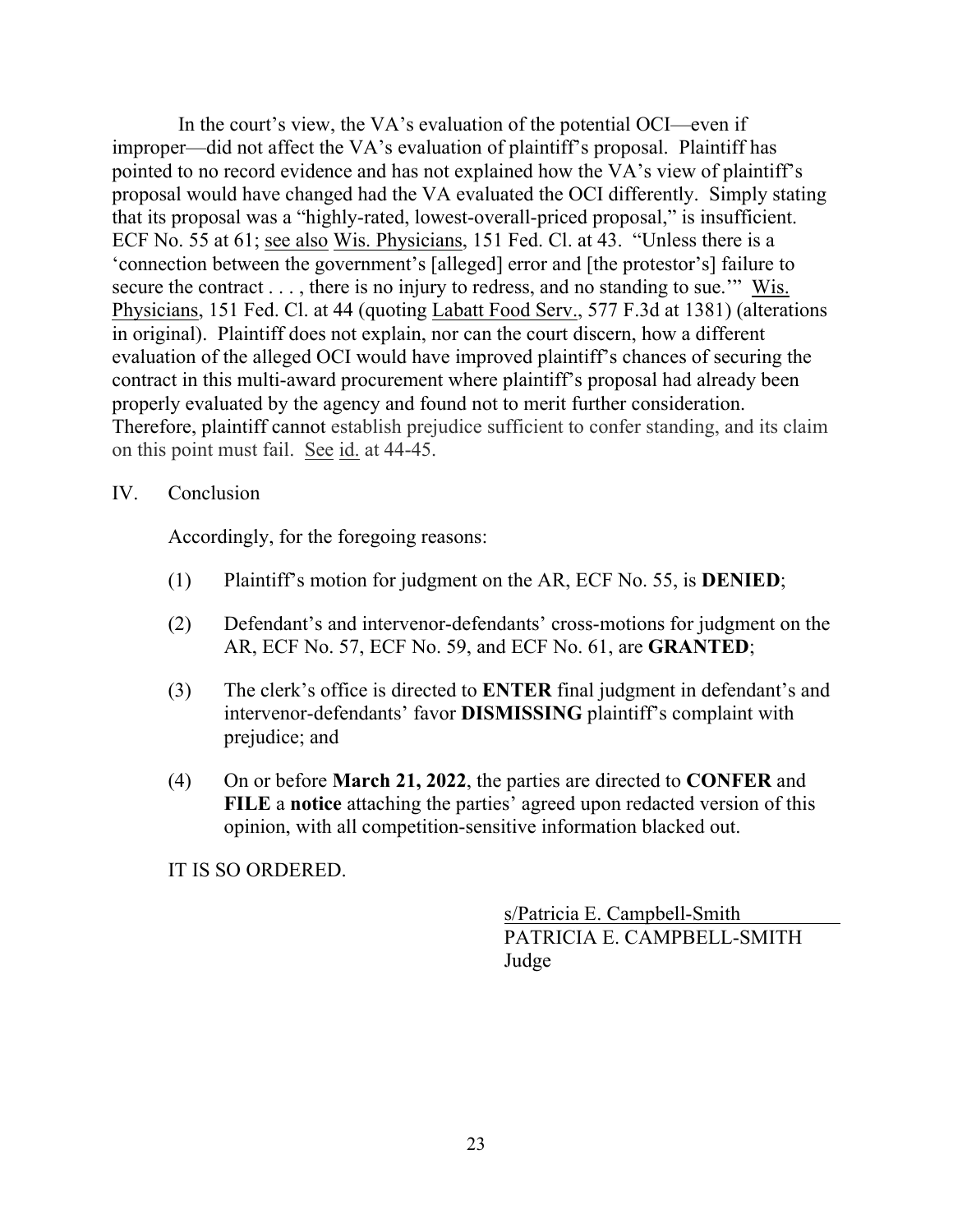In the court's view, the VA's evaluation of the potential OCI—even if improper—did not affect the VA's evaluation of plaintiff's proposal. Plaintiff has pointed to no record evidence and has not explained how the VA's view of plaintiff's proposal would have changed had the VA evaluated the OCI differently. Simply stating that its proposal was a "highly-rated, lowest-overall-priced proposal," is insufficient. ECF No. 55 at 61; see also Wis. Physicians, 151 Fed. Cl. at 43. "Unless there is a 'connection between the government's [alleged] error and [the protestor's] failure to secure the contract . . . , there is no injury to redress, and no standing to sue.'" Wis. Physicians, 151 Fed. Cl. at 44 (quoting Labatt Food Serv., 577 F.3d at 1381) (alterations in original). Plaintiff does not explain, nor can the court discern, how a different evaluation of the alleged OCI would have improved plaintiff's chances of securing the contract in this multi-award procurement where plaintiff's proposal had already been properly evaluated by the agency and found not to merit further consideration. Therefore, plaintiff cannot establish prejudice sufficient to confer standing, and its claim on this point must fail. See id. at 44-45.

## IV. Conclusion

Accordingly, for the foregoing reasons:

(1) Plaintiff's motion for judgment on the AR, ECF No. 55, is **DENIED**;

(2) Defendant's and intervenor-defendants' cross-motions for judgment on the AR, ECF No. 57, ECF No. 59, and ECF No. 61, are **GRANTED**;

(3) The clerk's office is directed to **ENTER** final judgment in defendant's and intervenor-defendants' favor **DISMISSING** plaintiff's complaint with prejudice; and

(4) On or before **March 21, 2022**, the parties are directed to **CONFER** and **FILE** a **notice** attaching the parties' agreed upon redacted version of this opinion, with all competition-sensitive information blacked out.

IT IS SO ORDERED.

s/Patricia E. Campbell-Smith
PATRICIA E. CAMPBELL-SMITH
Judge